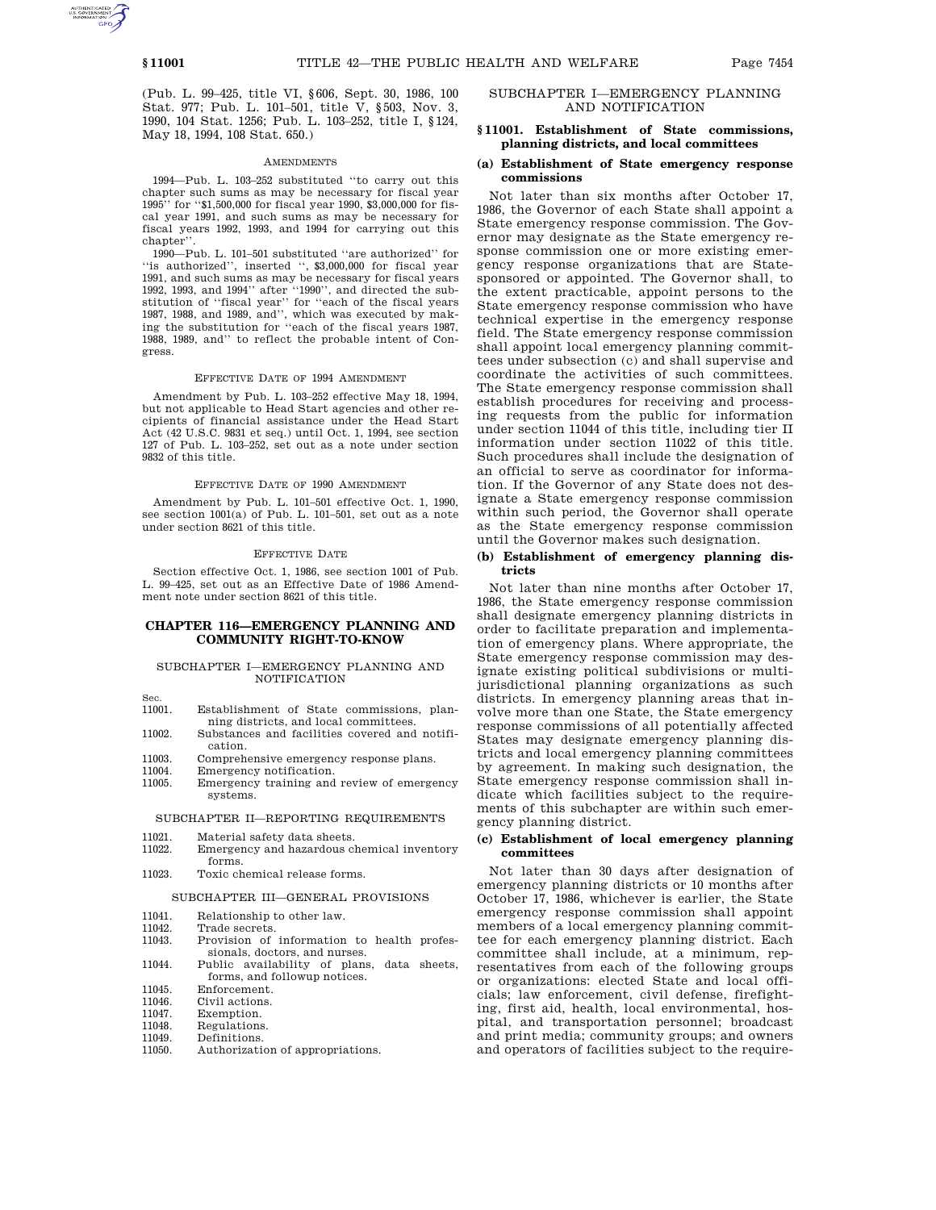(Pub. L. 99–425, title VI, §606, Sept. 30, 1986, 100 Stat. 977; Pub. L. 101–501, title V, §503, Nov. 3, 1990, 104 Stat. 1256; Pub. L. 103–252, title I, §124, May 18, 1994, 108 Stat. 650.)

AMENDMENTS

1994—Pub. L. 103–252 substituted ''to carry out this chapter such sums as may be necessary for fiscal year 1995'' for ''$1,500,000 for fiscal year 1990, $3,000,000 for fiscal year 1991, and such sums as may be necessary for fiscal years 1992, 1993, and 1994 for carrying out this chapter''.

1990—Pub. L. 101–501 substituted ''are authorized'' for ''is authorized'', inserted '', $3,000,000 for fiscal year 1991, and such sums as may be necessary for fiscal years 1992, 1993, and 1994'' after ''1990'', and directed the substitution of ''fiscal year'' for ''each of the fiscal years 1987, 1988, and 1989, and'', which was executed by making the substitution for ''each of the fiscal years 1987, 1988, 1989, and'' to reflect the probable intent of Congress.

EFFECTIVE DATE OF 1994 AMENDMENT

Amendment by Pub. L. 103–252 effective May 18, 1994, but not applicable to Head Start agencies and other recipients of financial assistance under the Head Start Act (42 U.S.C. 9831 et seq.) until Oct. 1, 1994, see section 127 of Pub. L. 103–252, set out as a note under section 9832 of this title.

EFFECTIVE DATE OF 1990 AMENDMENT

Amendment by Pub. L. 101–501 effective Oct. 1, 1990, see section 1001(a) of Pub. L. 101–501, set out as a note under section 8621 of this title.

EFFECTIVE DATE

Section effective Oct. 1, 1986, see section 1001 of Pub. L. 99–425, set out as an Effective Date of 1986 Amendment note under section 8621 of this title.

## CHAPTER 116—EMERGENCY PLANNING AND COMMUNITY RIGHT-TO-KNOW

SUBCHAPTER I—EMERGENCY PLANNING AND NOTIFICATION

| Sec. | |
|---|---|
| 11001. | Establishment of State commissions, planning districts, and local committees. |
| 11002. | Substances and facilities covered and notification. |
| 11003. | Comprehensive emergency response plans. |
| 11004. | Emergency notification. |
| 11005. | Emergency training and review of emergency systems. |

SUBCHAPTER II—REPORTING REQUIREMENTS

| | |
|---|---|
| 11021. | Material safety data sheets. |
| 11022. | Emergency and hazardous chemical inventory forms. |
| 11023. | Toxic chemical release forms. |

SUBCHAPTER III—GENERAL PROVISIONS

| | |
|---|---|
| 11041. | Relationship to other law. |
| 11042. | Trade secrets. |
| 11043. | Provision of information to health professionals, doctors, and nurses. |
| 11044. | Public availability of plans, data sheets, forms, and followup notices. |
| 11045. | Enforcement. |
| 11046. | Civil actions. |
| 11047. | Exemption. |
| 11048. | Regulations. |
| 11049. | Definitions. |
| 11050. | Authorization of appropriations. |

SUBCHAPTER I—EMERGENCY PLANNING AND NOTIFICATION

### §11001. Establishment of State commissions, planning districts, and local committees

#### (a) Establishment of State emergency response commissions

Not later than six months after October 17, 1986, the Governor of each State shall appoint a State emergency response commission. The Governor may designate as the State emergency response commission one or more existing emergency response organizations that are State-sponsored or appointed. The Governor shall, to the extent practicable, appoint persons to the State emergency response commission who have technical expertise in the emergency response field. The State emergency response commission shall appoint local emergency planning committees under subsection (c) and shall supervise and coordinate the activities of such committees. The State emergency response commission shall establish procedures for receiving and processing requests from the public for information under section 11044 of this title, including tier II information under section 11022 of this title. Such procedures shall include the designation of an official to serve as coordinator for information. If the Governor of any State does not designate a State emergency response commission within such period, the Governor shall operate as the State emergency response commission until the Governor makes such designation.

#### (b) Establishment of emergency planning districts

Not later than nine months after October 17, 1986, the State emergency response commission shall designate emergency planning districts in order to facilitate preparation and implementation of emergency plans. Where appropriate, the State emergency response commission may designate existing political subdivisions or multijurisdictional planning organizations as such districts. In emergency planning areas that involve more than one State, the State emergency response commissions of all potentially affected States may designate emergency planning districts and local emergency planning committees by agreement. In making such designation, the State emergency response commission shall indicate which facilities subject to the requirements of this subchapter are within such emergency planning district.

#### (c) Establishment of local emergency planning committees

Not later than 30 days after designation of emergency planning districts or 10 months after October 17, 1986, whichever is earlier, the State emergency response commission shall appoint members of a local emergency planning committee for each emergency planning district. Each committee shall include, at a minimum, representatives from each of the following groups or organizations: elected State and local officials; law enforcement, civil defense, firefighting, first aid, health, local environmental, hospital, and transportation personnel; broadcast and print media; community groups; and owners and operators of facilities subject to the require-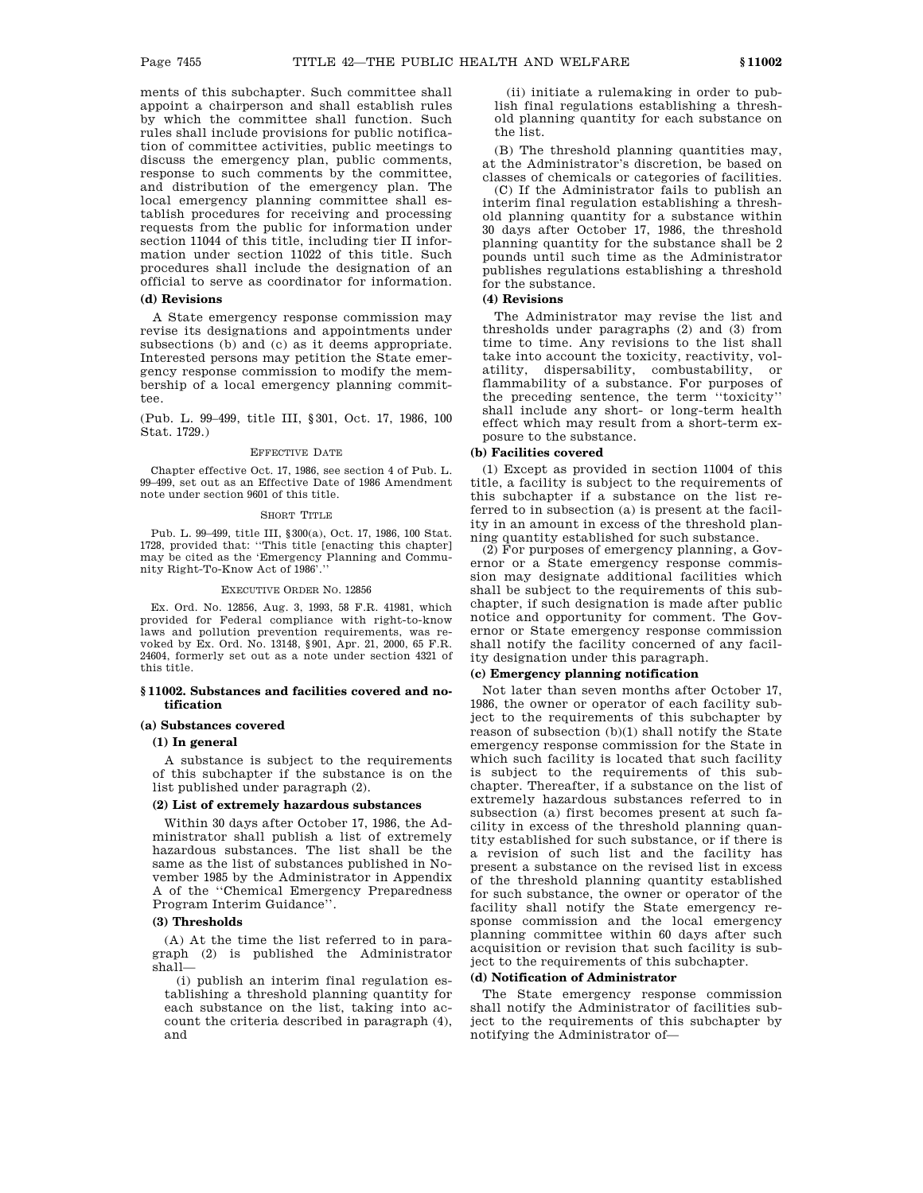ments of this subchapter. Such committee shall appoint a chairperson and shall establish rules by which the committee shall function. Such rules shall include provisions for public notification of committee activities, public meetings to discuss the emergency plan, public comments, response to such comments by the committee, and distribution of the emergency plan. The local emergency planning committee shall establish procedures for receiving and processing requests from the public for information under section 11044 of this title, including tier II information under section 11022 of this title. Such procedures shall include the designation of an official to serve as coordinator for information.

**(d) Revisions**

A State emergency response commission may revise its designations and appointments under subsections (b) and (c) as it deems appropriate. Interested persons may petition the State emergency response commission to modify the membership of a local emergency planning committee.

(Pub. L. 99–499, title III, §301, Oct. 17, 1986, 100 Stat. 1729.)

EFFECTIVE DATE

Chapter effective Oct. 17, 1986, see section 4 of Pub. L. 99–499, set out as an Effective Date of 1986 Amendment note under section 9601 of this title.

SHORT TITLE

Pub. L. 99–499, title III, §300(a), Oct. 17, 1986, 100 Stat. 1728, provided that: ''This title [enacting this chapter] may be cited as the 'Emergency Planning and Community Right-To-Know Act of 1986'.''

EXECUTIVE ORDER NO. 12856

Ex. Ord. No. 12856, Aug. 3, 1993, 58 F.R. 41981, which provided for Federal compliance with right-to-know laws and pollution prevention requirements, was revoked by Ex. Ord. No. 13148, §901, Apr. 21, 2000, 65 F.R. 24604, formerly set out as a note under section 4321 of this title.

### §11002. Substances and facilities covered and notification

**(a) Substances covered**

**(1) In general**

A substance is subject to the requirements of this subchapter if the substance is on the list published under paragraph (2).

**(2) List of extremely hazardous substances**

Within 30 days after October 17, 1986, the Administrator shall publish a list of extremely hazardous substances. The list shall be the same as the list of substances published in November 1985 by the Administrator in Appendix A of the ''Chemical Emergency Preparedness Program Interim Guidance''.

**(3) Thresholds**

(A) At the time the list referred to in paragraph (2) is published the Administrator shall—

(i) publish an interim final regulation establishing a threshold planning quantity for each substance on the list, taking into account the criteria described in paragraph (4), and

(ii) initiate a rulemaking in order to publish final regulations establishing a threshold planning quantity for each substance on the list.

(B) The threshold planning quantities may, at the Administrator's discretion, be based on classes of chemicals or categories of facilities.

(C) If the Administrator fails to publish an interim final regulation establishing a threshold planning quantity for a substance within 30 days after October 17, 1986, the threshold planning quantity for the substance shall be 2 pounds until such time as the Administrator publishes regulations establishing a threshold for the substance.

**(4) Revisions**

The Administrator may revise the list and thresholds under paragraphs (2) and (3) from time to time. Any revisions to the list shall take into account the toxicity, reactivity, volatility, dispersability, combustability, or flammability of a substance. For purposes of the preceding sentence, the term ''toxicity'' shall include any short- or long-term health effect which may result from a short-term exposure to the substance.

**(b) Facilities covered**

(1) Except as provided in section 11004 of this title, a facility is subject to the requirements of this subchapter if a substance on the list referred to in subsection (a) is present at the facility in an amount in excess of the threshold planning quantity established for such substance.

(2) For purposes of emergency planning, a Governor or a State emergency response commission may designate additional facilities which shall be subject to the requirements of this subchapter, if such designation is made after public notice and opportunity for comment. The Governor or State emergency response commission shall notify the facility concerned of any facility designation under this paragraph.

**(c) Emergency planning notification**

Not later than seven months after October 17, 1986, the owner or operator of each facility subject to the requirements of this subchapter by reason of subsection (b)(1) shall notify the State emergency response commission for the State in which such facility is located that such facility is subject to the requirements of this subchapter. Thereafter, if a substance on the list of extremely hazardous substances referred to in subsection (a) first becomes present at such facility in excess of the threshold planning quantity established for such substance, or if there is a revision of such list and the facility has present a substance on the revised list in excess of the threshold planning quantity established for such substance, the owner or operator of the facility shall notify the State emergency response commission and the local emergency planning committee within 60 days after such acquisition or revision that such facility is subject to the requirements of this subchapter.

**(d) Notification of Administrator**

The State emergency response commission shall notify the Administrator of facilities subject to the requirements of this subchapter by notifying the Administrator of—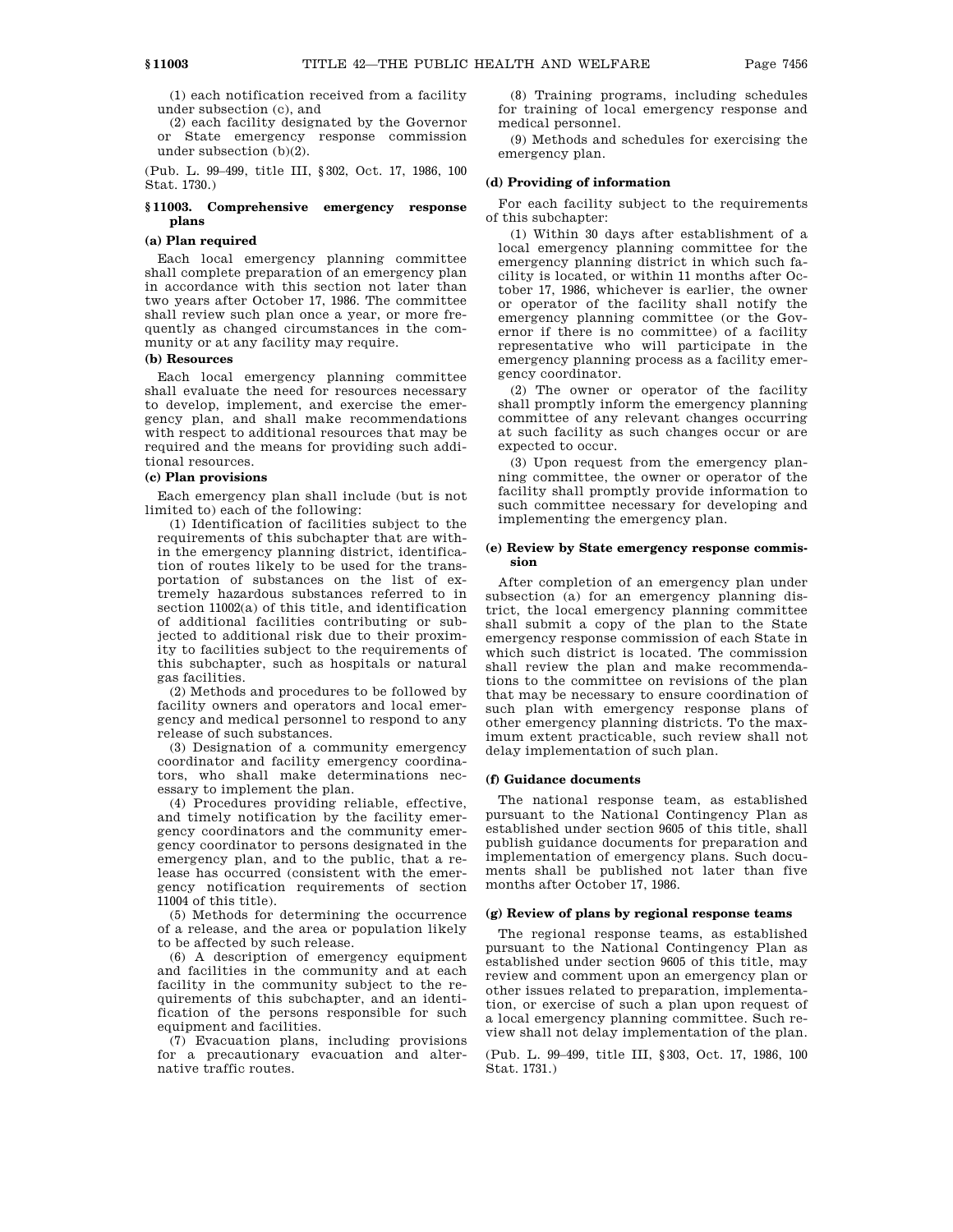(1) each notification received from a facility under subsection (c), and

(2) each facility designated by the Governor or State emergency response commission under subsection (b)(2).

(Pub. L. 99–499, title III, §302, Oct. 17, 1986, 100 Stat. 1730.)

## §11003. Comprehensive emergency response plans

### (a) Plan required

Each local emergency planning committee shall complete preparation of an emergency plan in accordance with this section not later than two years after October 17, 1986. The committee shall review such plan once a year, or more frequently as changed circumstances in the community or at any facility may require.

### (b) Resources

Each local emergency planning committee shall evaluate the need for resources necessary to develop, implement, and exercise the emergency plan, and shall make recommendations with respect to additional resources that may be required and the means for providing such additional resources.

### (c) Plan provisions

Each emergency plan shall include (but is not limited to) each of the following:

(1) Identification of facilities subject to the requirements of this subchapter that are within the emergency planning district, identification of routes likely to be used for the transportation of substances on the list of extremely hazardous substances referred to in section 11002(a) of this title, and identification of additional facilities contributing or subjected to additional risk due to their proximity to facilities subject to the requirements of this subchapter, such as hospitals or natural gas facilities.

(2) Methods and procedures to be followed by facility owners and operators and local emergency and medical personnel to respond to any release of such substances.

(3) Designation of a community emergency coordinator and facility emergency coordinators, who shall make determinations necessary to implement the plan.

(4) Procedures providing reliable, effective, and timely notification by the facility emergency coordinators and the community emergency coordinator to persons designated in the emergency plan, and to the public, that a release has occurred (consistent with the emergency notification requirements of section 11004 of this title).

(5) Methods for determining the occurrence of a release, and the area or population likely to be affected by such release.

(6) A description of emergency equipment and facilities in the community and at each facility in the community subject to the requirements of this subchapter, and an identification of the persons responsible for such equipment and facilities.

(7) Evacuation plans, including provisions for a precautionary evacuation and alternative traffic routes.

(8) Training programs, including schedules for training of local emergency response and medical personnel.

(9) Methods and schedules for exercising the emergency plan.

### (d) Providing of information

For each facility subject to the requirements of this subchapter:

(1) Within 30 days after establishment of a local emergency planning committee for the emergency planning district in which such facility is located, or within 11 months after October 17, 1986, whichever is earlier, the owner or operator of the facility shall notify the emergency planning committee (or the Governor if there is no committee) of a facility representative who will participate in the emergency planning process as a facility emergency coordinator.

(2) The owner or operator of the facility shall promptly inform the emergency planning committee of any relevant changes occurring at such facility as such changes occur or are expected to occur.

(3) Upon request from the emergency planning committee, the owner or operator of the facility shall promptly provide information to such committee necessary for developing and implementing the emergency plan.

### (e) Review by State emergency response commission

After completion of an emergency plan under subsection (a) for an emergency planning district, the local emergency planning committee shall submit a copy of the plan to the State emergency response commission of each State in which such district is located. The commission shall review the plan and make recommendations to the committee on revisions of the plan that may be necessary to ensure coordination of such plan with emergency response plans of other emergency planning districts. To the maximum extent practicable, such review shall not delay implementation of such plan.

### (f) Guidance documents

The national response team, as established pursuant to the National Contingency Plan as established under section 9605 of this title, shall publish guidance documents for preparation and implementation of emergency plans. Such documents shall be published not later than five months after October 17, 1986.

### (g) Review of plans by regional response teams

The regional response teams, as established pursuant to the National Contingency Plan as established under section 9605 of this title, may review and comment upon an emergency plan or other issues related to preparation, implementation, or exercise of such a plan upon request of a local emergency planning committee. Such review shall not delay implementation of the plan.

(Pub. L. 99–499, title III, §303, Oct. 17, 1986, 100 Stat. 1731.)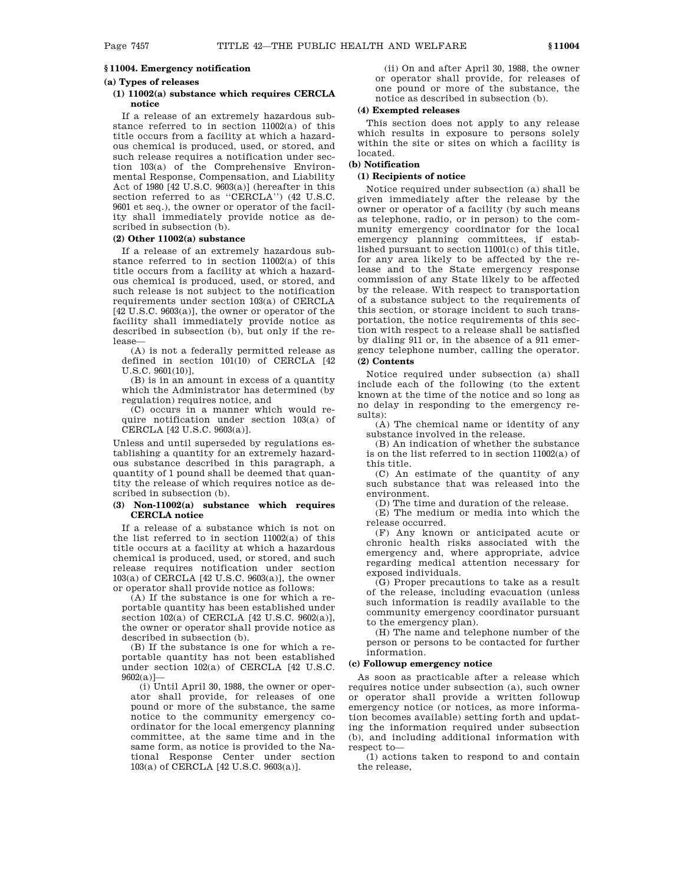## §11004. Emergency notification

### (a) Types of releases

#### (1) 11002(a) substance which requires CERCLA notice

If a release of an extremely hazardous substance referred to in section 11002(a) of this title occurs from a facility at which a hazardous chemical is produced, used, or stored, and such release requires a notification under section 103(a) of the Comprehensive Environmental Response, Compensation, and Liability Act of 1980 [42 U.S.C. 9603(a)] (hereafter in this section referred to as ''CERCLA'') (42 U.S.C. 9601 et seq.), the owner or operator of the facility shall immediately provide notice as described in subsection (b).

#### (2) Other 11002(a) substance

If a release of an extremely hazardous substance referred to in section 11002(a) of this title occurs from a facility at which a hazardous chemical is produced, used, or stored, and such release is not subject to the notification requirements under section 103(a) of CERCLA [42 U.S.C. 9603(a)], the owner or operator of the facility shall immediately provide notice as described in subsection (b), but only if the release—

(A) is not a federally permitted release as defined in section 101(10) of CERCLA [42 U.S.C. 9601(10)],

(B) is in an amount in excess of a quantity which the Administrator has determined (by regulation) requires notice, and

(C) occurs in a manner which would require notification under section 103(a) of CERCLA [42 U.S.C. 9603(a)].

Unless and until superseded by regulations establishing a quantity for an extremely hazardous substance described in this paragraph, a quantity of 1 pound shall be deemed that quantity the release of which requires notice as described in subsection (b).

#### (3) Non-11002(a) substance which requires CERCLA notice

If a release of a substance which is not on the list referred to in section 11002(a) of this title occurs at a facility at which a hazardous chemical is produced, used, or stored, and such release requires notification under section 103(a) of CERCLA [42 U.S.C. 9603(a)], the owner or operator shall provide notice as follows:

(A) If the substance is one for which a reportable quantity has been established under section 102(a) of CERCLA [42 U.S.C. 9602(a)], the owner or operator shall provide notice as described in subsection (b).

(B) If the substance is one for which a reportable quantity has not been established under section 102(a) of CERCLA [42 U.S.C. 9602(a)]—

(i) Until April 30, 1988, the owner or operator shall provide, for releases of one pound or more of the substance, the same notice to the community emergency coordinator for the local emergency planning committee, at the same time and in the same form, as notice is provided to the National Response Center under section 103(a) of CERCLA [42 U.S.C. 9603(a)].

(ii) On and after April 30, 1988, the owner or operator shall provide, for releases of one pound or more of the substance, the notice as described in subsection (b).

#### (4) Exempted releases

This section does not apply to any release which results in exposure to persons solely within the site or sites on which a facility is located.

### (b) Notification

#### (1) Recipients of notice

Notice required under subsection (a) shall be given immediately after the release by the owner or operator of a facility (by such means as telephone, radio, or in person) to the community emergency coordinator for the local emergency planning committees, if established pursuant to section 11001(c) of this title, for any area likely to be affected by the release and to the State emergency response commission of any State likely to be affected by the release. With respect to transportation of a substance subject to the requirements of this section, or storage incident to such transportation, the notice requirements of this section with respect to a release shall be satisfied by dialing 911 or, in the absence of a 911 emergency telephone number, calling the operator.

#### (2) Contents

Notice required under subsection (a) shall include each of the following (to the extent known at the time of the notice and so long as no delay in responding to the emergency results):

(A) The chemical name or identity of any substance involved in the release.

(B) An indication of whether the substance is on the list referred to in section 11002(a) of this title.

(C) An estimate of the quantity of any such substance that was released into the environment.

(D) The time and duration of the release.

(E) The medium or media into which the release occurred.

(F) Any known or anticipated acute or chronic health risks associated with the emergency and, where appropriate, advice regarding medical attention necessary for exposed individuals.

(G) Proper precautions to take as a result of the release, including evacuation (unless such information is readily available to the community emergency coordinator pursuant to the emergency plan).

(H) The name and telephone number of the person or persons to be contacted for further information.

### (c) Followup emergency notice

As soon as practicable after a release which requires notice under subsection (a), such owner or operator shall provide a written followup emergency notice (or notices, as more information becomes available) setting forth and updating the information required under subsection (b), and including additional information with respect to—

(1) actions taken to respond to and contain the release,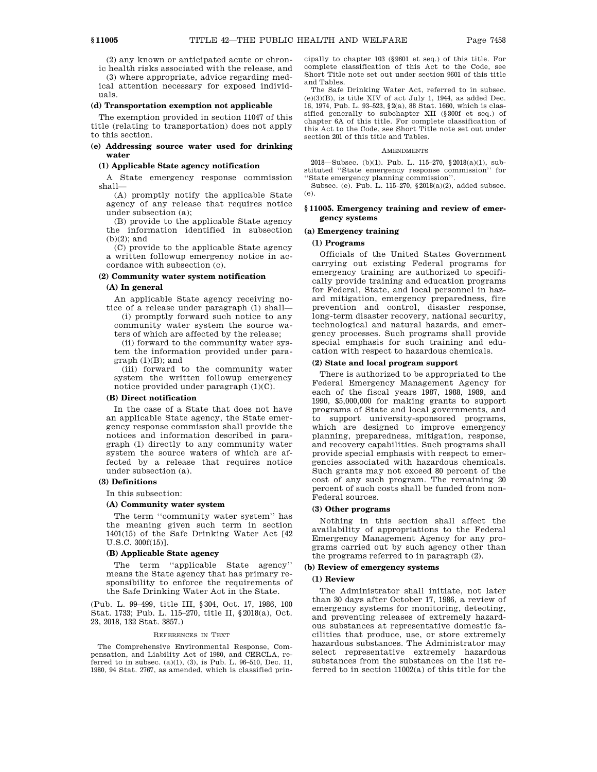(2) any known or anticipated acute or chronic health risks associated with the release, and

(3) where appropriate, advice regarding medical attention necessary for exposed individuals.

**(d) Transportation exemption not applicable**

The exemption provided in section 11047 of this title (relating to transportation) does not apply to this section.

**(e) Addressing source water used for drinking water**

**(1) Applicable State agency notification**

A State emergency response commission shall—

(A) promptly notify the applicable State agency of any release that requires notice under subsection (a);

(B) provide to the applicable State agency the information identified in subsection (b)(2); and

(C) provide to the applicable State agency a written followup emergency notice in accordance with subsection (c).

**(2) Community water system notification**

**(A) In general**

An applicable State agency receiving notice of a release under paragraph (1) shall—

(i) promptly forward such notice to any community water system the source waters of which are affected by the release;

(ii) forward to the community water system the information provided under paragraph (1)(B); and

(iii) forward to the community water system the written followup emergency notice provided under paragraph (1)(C).

**(B) Direct notification**

In the case of a State that does not have an applicable State agency, the State emergency response commission shall provide the notices and information described in paragraph (1) directly to any community water system the source waters of which are affected by a release that requires notice under subsection (a).

**(3) Definitions**

In this subsection:

**(A) Community water system**

The term ''community water system'' has the meaning given such term in section 1401(15) of the Safe Drinking Water Act [42 U.S.C. 300f(15)].

**(B) Applicable State agency**

The term ''applicable State agency'' means the State agency that has primary responsibility to enforce the requirements of the Safe Drinking Water Act in the State.

(Pub. L. 99–499, title III, §304, Oct. 17, 1986, 100 Stat. 1733; Pub. L. 115–270, title II, §2018(a), Oct. 23, 2018, 132 Stat. 3857.)

REFERENCES IN TEXT

The Comprehensive Environmental Response, Compensation, and Liability Act of 1980, and CERCLA, referred to in subsec. (a)(1), (3), is Pub. L. 96–510, Dec. 11, 1980, 94 Stat. 2767, as amended, which is classified principally to chapter 103 (§9601 et seq.) of this title. For complete classification of this Act to the Code, see Short Title note set out under section 9601 of this title and Tables.

The Safe Drinking Water Act, referred to in subsec. (e)(3)(B), is title XIV of act July 1, 1944, as added Dec. 16, 1974, Pub. L. 93–523, §2(a), 88 Stat. 1660, which is classified generally to subchapter XII (§300f et seq.) of chapter 6A of this title. For complete classification of this Act to the Code, see Short Title note set out under section 201 of this title and Tables.

AMENDMENTS

2018—Subsec. (b)(1). Pub. L. 115–270, §2018(a)(1), substituted ''State emergency response commission'' for ''State emergency planning commission''.

Subsec. (e). Pub. L. 115–270, §2018(a)(2), added subsec. (e).

## §11005. Emergency training and review of emergency systems

**(a) Emergency training**

**(1) Programs**

Officials of the United States Government carrying out existing Federal programs for emergency training are authorized to specifically provide training and education programs for Federal, State, and local personnel in hazard mitigation, emergency preparedness, fire prevention and control, disaster response, long-term disaster recovery, national security, technological and natural hazards, and emergency processes. Such programs shall provide special emphasis for such training and education with respect to hazardous chemicals.

**(2) State and local program support**

There is authorized to be appropriated to the Federal Emergency Management Agency for each of the fiscal years 1987, 1988, 1989, and 1990, $5,000,000 for making grants to support programs of State and local governments, and to support university-sponsored programs, which are designed to improve emergency planning, preparedness, mitigation, response, and recovery capabilities. Such programs shall provide special emphasis with respect to emergencies associated with hazardous chemicals. Such grants may not exceed 80 percent of the cost of any such program. The remaining 20 percent of such costs shall be funded from non-Federal sources.

**(3) Other programs**

Nothing in this section shall affect the availability of appropriations to the Federal Emergency Management Agency for any programs carried out by such agency other than the programs referred to in paragraph (2).

**(b) Review of emergency systems**

**(1) Review**

The Administrator shall initiate, not later than 30 days after October 17, 1986, a review of emergency systems for monitoring, detecting, and preventing releases of extremely hazardous substances at representative domestic facilities that produce, use, or store extremely hazardous substances. The Administrator may select representative extremely hazardous substances from the substances on the list referred to in section 11002(a) of this title for the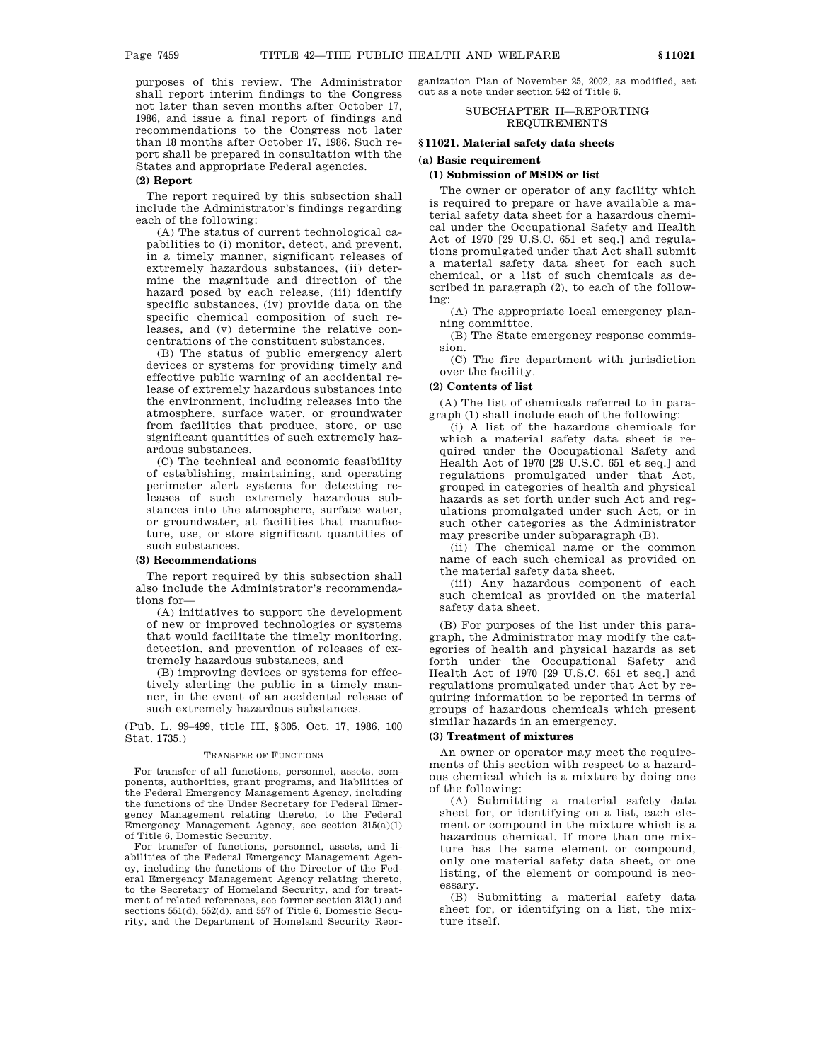purposes of this review. The Administrator shall report interim findings to the Congress not later than seven months after October 17, 1986, and issue a final report of findings and recommendations to the Congress not later than 18 months after October 17, 1986. Such report shall be prepared in consultation with the States and appropriate Federal agencies.

**(2) Report**

The report required by this subsection shall include the Administrator's findings regarding each of the following:

(A) The status of current technological capabilities to (i) monitor, detect, and prevent, in a timely manner, significant releases of extremely hazardous substances, (ii) determine the magnitude and direction of the hazard posed by each release, (iii) identify specific substances, (iv) provide data on the specific chemical composition of such releases, and (v) determine the relative concentrations of the constituent substances.

(B) The status of public emergency alert devices or systems for providing timely and effective public warning of an accidental release of extremely hazardous substances into the environment, including releases into the atmosphere, surface water, or groundwater from facilities that produce, store, or use significant quantities of such extremely hazardous substances.

(C) The technical and economic feasibility of establishing, maintaining, and operating perimeter alert systems for detecting releases of such extremely hazardous substances into the atmosphere, surface water, or groundwater, at facilities that manufacture, use, or store significant quantities of such substances.

**(3) Recommendations**

The report required by this subsection shall also include the Administrator's recommendations for—

(A) initiatives to support the development of new or improved technologies or systems that would facilitate the timely monitoring, detection, and prevention of releases of extremely hazardous substances, and

(B) improving devices or systems for effectively alerting the public in a timely manner, in the event of an accidental release of such extremely hazardous substances.

(Pub. L. 99–499, title III, §305, Oct. 17, 1986, 100 Stat. 1735.)

TRANSFER OF FUNCTIONS

For transfer of all functions, personnel, assets, components, authorities, grant programs, and liabilities of the Federal Emergency Management Agency, including the functions of the Under Secretary for Federal Emergency Management relating thereto, to the Federal Emergency Management Agency, see section 315(a)(1) of Title 6, Domestic Security.

For transfer of functions, personnel, assets, and liabilities of the Federal Emergency Management Agency, including the functions of the Director of the Federal Emergency Management Agency relating thereto, to the Secretary of Homeland Security, and for treatment of related references, see former section 313(1) and sections 551(d), 552(d), and 557 of Title 6, Domestic Security, and the Department of Homeland Security Reorganization Plan of November 25, 2002, as modified, set out as a note under section 542 of Title 6.

## SUBCHAPTER II—REPORTING REQUIREMENTS

### §11021. Material safety data sheets

**(a) Basic requirement**

**(1) Submission of MSDS or list**

The owner or operator of any facility which is required to prepare or have available a material safety data sheet for a hazardous chemical under the Occupational Safety and Health Act of 1970 [29 U.S.C. 651 et seq.] and regulations promulgated under that Act shall submit a material safety data sheet for each such chemical, or a list of such chemicals as described in paragraph (2), to each of the following:

(A) The appropriate local emergency planning committee.

(B) The State emergency response commission.

(C) The fire department with jurisdiction over the facility.

**(2) Contents of list**

(A) The list of chemicals referred to in paragraph (1) shall include each of the following:

(i) A list of the hazardous chemicals for which a material safety data sheet is required under the Occupational Safety and Health Act of 1970 [29 U.S.C. 651 et seq.] and regulations promulgated under that Act, grouped in categories of health and physical hazards as set forth under such Act and regulations promulgated under such Act, or in such other categories as the Administrator may prescribe under subparagraph (B).

(ii) The chemical name or the common name of each such chemical as provided on the material safety data sheet.

(iii) Any hazardous component of each such chemical as provided on the material safety data sheet.

(B) For purposes of the list under this paragraph, the Administrator may modify the categories of health and physical hazards as set forth under the Occupational Safety and Health Act of 1970 [29 U.S.C. 651 et seq.] and regulations promulgated under that Act by requiring information to be reported in terms of groups of hazardous chemicals which present similar hazards in an emergency.

**(3) Treatment of mixtures**

An owner or operator may meet the requirements of this section with respect to a hazardous chemical which is a mixture by doing one of the following:

(A) Submitting a material safety data sheet for, or identifying on a list, each element or compound in the mixture which is a hazardous chemical. If more than one mixture has the same element or compound, only one material safety data sheet, or one listing, of the element or compound is necessary.

(B) Submitting a material safety data sheet for, or identifying on a list, the mixture itself.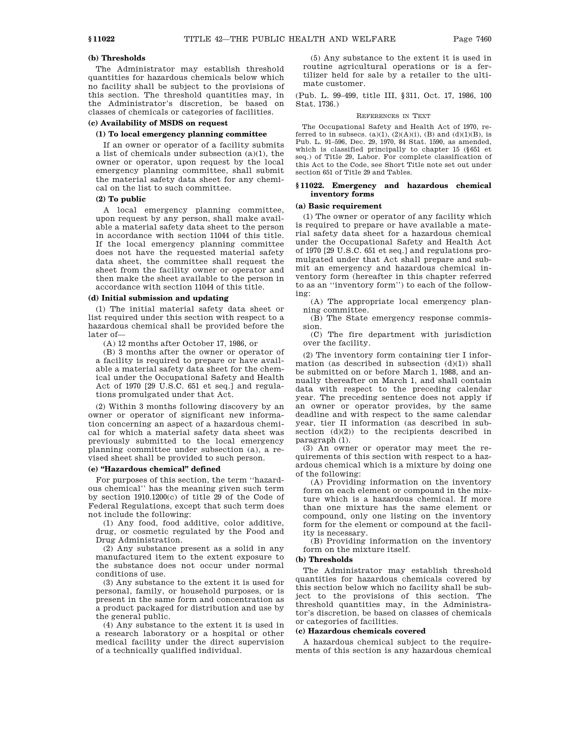**(b) Thresholds**

The Administrator may establish threshold quantities for hazardous chemicals below which no facility shall be subject to the provisions of this section. The threshold quantities may, in the Administrator's discretion, be based on classes of chemicals or categories of facilities.

**(c) Availability of MSDS on request**

**(1) To local emergency planning committee**

If an owner or operator of a facility submits a list of chemicals under subsection (a)(1), the owner or operator, upon request by the local emergency planning committee, shall submit the material safety data sheet for any chemical on the list to such committee.

**(2) To public**

A local emergency planning committee, upon request by any person, shall make available a material safety data sheet to the person in accordance with section 11044 of this title. If the local emergency planning committee does not have the requested material safety data sheet, the committee shall request the sheet from the facility owner or operator and then make the sheet available to the person in accordance with section 11044 of this title.

**(d) Initial submission and updating**

(1) The initial material safety data sheet or list required under this section with respect to a hazardous chemical shall be provided before the later of—

(A) 12 months after October 17, 1986, or

(B) 3 months after the owner or operator of a facility is required to prepare or have available a material safety data sheet for the chemical under the Occupational Safety and Health Act of 1970 [29 U.S.C. 651 et seq.] and regulations promulgated under that Act.

(2) Within 3 months following discovery by an owner or operator of significant new information concerning an aspect of a hazardous chemical for which a material safety data sheet was previously submitted to the local emergency planning committee under subsection (a), a revised sheet shall be provided to such person.

**(e) "Hazardous chemical" defined**

For purposes of this section, the term ''hazardous chemical'' has the meaning given such term by section 1910.1200(c) of title 29 of the Code of Federal Regulations, except that such term does not include the following:

(1) Any food, food additive, color additive, drug, or cosmetic regulated by the Food and Drug Administration.

(2) Any substance present as a solid in any manufactured item to the extent exposure to the substance does not occur under normal conditions of use.

(3) Any substance to the extent it is used for personal, family, or household purposes, or is present in the same form and concentration as a product packaged for distribution and use by the general public.

(4) Any substance to the extent it is used in a research laboratory or a hospital or other medical facility under the direct supervision of a technically qualified individual.

(5) Any substance to the extent it is used in routine agricultural operations or is a fertilizer held for sale by a retailer to the ultimate customer.

(Pub. L. 99–499, title III, §311, Oct. 17, 1986, 100 Stat. 1736.)

REFERENCES IN TEXT

The Occupational Safety and Health Act of 1970, referred to in subsecs. (a)(1), (2)(A)(i), (B) and (d)(1)(B), is Pub. L. 91–596, Dec. 29, 1970, 84 Stat. 1590, as amended, which is classified principally to chapter 15 (§651 et seq.) of Title 29, Labor. For complete classification of this Act to the Code, see Short Title note set out under section 651 of Title 29 and Tables.

### §11022. Emergency and hazardous chemical inventory forms

**(a) Basic requirement**

(1) The owner or operator of any facility which is required to prepare or have available a material safety data sheet for a hazardous chemical under the Occupational Safety and Health Act of 1970 [29 U.S.C. 651 et seq.] and regulations promulgated under that Act shall prepare and submit an emergency and hazardous chemical inventory form (hereafter in this chapter referred to as an ''inventory form'') to each of the following:

(A) The appropriate local emergency planning committee.

(B) The State emergency response commission.

(C) The fire department with jurisdiction over the facility.

(2) The inventory form containing tier I information (as described in subsection (d)(1)) shall be submitted on or before March 1, 1988, and annually thereafter on March 1, and shall contain data with respect to the preceding calendar year. The preceding sentence does not apply if an owner or operator provides, by the same deadline and with respect to the same calendar year, tier II information (as described in subsection (d)(2)) to the recipients described in paragraph (1).

(3) An owner or operator may meet the requirements of this section with respect to a hazardous chemical which is a mixture by doing one of the following:

(A) Providing information on the inventory form on each element or compound in the mixture which is a hazardous chemical. If more than one mixture has the same element or compound, only one listing on the inventory form for the element or compound at the facility is necessary.

(B) Providing information on the inventory form on the mixture itself.

**(b) Thresholds**

The Administrator may establish threshold quantities for hazardous chemicals covered by this section below which no facility shall be subject to the provisions of this section. The threshold quantities may, in the Administrator's discretion, be based on classes of chemicals or categories of facilities.

**(c) Hazardous chemicals covered**

A hazardous chemical subject to the requirements of this section is any hazardous chemical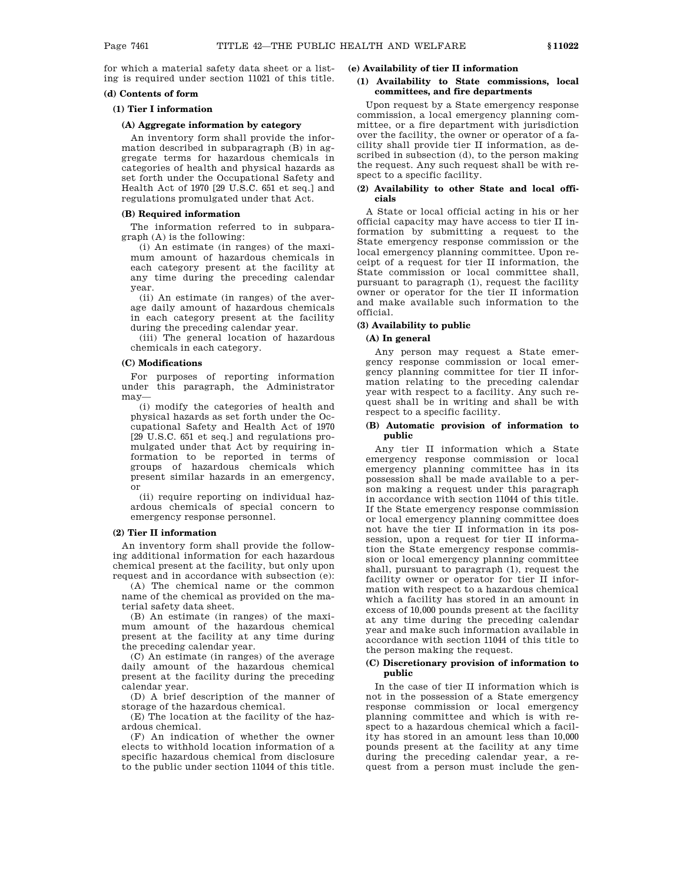for which a material safety data sheet or a listing is required under section 11021 of this title.

**(d) Contents of form**

**(1) Tier I information**

**(A) Aggregate information by category**

An inventory form shall provide the information described in subparagraph (B) in aggregate terms for hazardous chemicals in categories of health and physical hazards as set forth under the Occupational Safety and Health Act of 1970 [29 U.S.C. 651 et seq.] and regulations promulgated under that Act.

**(B) Required information**

The information referred to in subparagraph (A) is the following:

(i) An estimate (in ranges) of the maximum amount of hazardous chemicals in each category present at the facility at any time during the preceding calendar year.

(ii) An estimate (in ranges) of the average daily amount of hazardous chemicals in each category present at the facility during the preceding calendar year.

(iii) The general location of hazardous chemicals in each category.

**(C) Modifications**

For purposes of reporting information under this paragraph, the Administrator may—

(i) modify the categories of health and physical hazards as set forth under the Occupational Safety and Health Act of 1970 [29 U.S.C. 651 et seq.] and regulations promulgated under that Act by requiring information to be reported in terms of groups of hazardous chemicals which present similar hazards in an emergency, or

(ii) require reporting on individual hazardous chemicals of special concern to emergency response personnel.

**(2) Tier II information**

An inventory form shall provide the following additional information for each hazardous chemical present at the facility, but only upon request and in accordance with subsection (e):

(A) The chemical name or the common name of the chemical as provided on the material safety data sheet.

(B) An estimate (in ranges) of the maximum amount of the hazardous chemical present at the facility at any time during the preceding calendar year.

(C) An estimate (in ranges) of the average daily amount of the hazardous chemical present at the facility during the preceding calendar year.

(D) A brief description of the manner of storage of the hazardous chemical.

(E) The location at the facility of the hazardous chemical.

(F) An indication of whether the owner elects to withhold location information of a specific hazardous chemical from disclosure to the public under section 11044 of this title.

**(e) Availability of tier II information**

**(1) Availability to State commissions, local committees, and fire departments**

Upon request by a State emergency response commission, a local emergency planning committee, or a fire department with jurisdiction over the facility, the owner or operator of a facility shall provide tier II information, as described in subsection (d), to the person making the request. Any such request shall be with respect to a specific facility.

**(2) Availability to other State and local officials**

A State or local official acting in his or her official capacity may have access to tier II information by submitting a request to the State emergency response commission or the local emergency planning committee. Upon receipt of a request for tier II information, the State commission or local committee shall, pursuant to paragraph (1), request the facility owner or operator for the tier II information and make available such information to the official.

**(3) Availability to public**

**(A) In general**

Any person may request a State emergency response commission or local emergency planning committee for tier II information relating to the preceding calendar year with respect to a facility. Any such request shall be in writing and shall be with respect to a specific facility.

**(B) Automatic provision of information to public**

Any tier II information which a State emergency response commission or local emergency planning committee has in its possession shall be made available to a person making a request under this paragraph in accordance with section 11044 of this title. If the State emergency response commission or local emergency planning committee does not have the tier II information in its possession, upon a request for tier II information the State emergency response commission or local emergency planning committee shall, pursuant to paragraph (1), request the facility owner or operator for tier II information with respect to a hazardous chemical which a facility has stored in an amount in excess of 10,000 pounds present at the facility at any time during the preceding calendar year and make such information available in accordance with section 11044 of this title to the person making the request.

**(C) Discretionary provision of information to public**

In the case of tier II information which is not in the possession of a State emergency response commission or local emergency planning committee and which is with respect to a hazardous chemical which a facility has stored in an amount less than 10,000 pounds present at the facility at any time during the preceding calendar year, a request from a person must include the gen-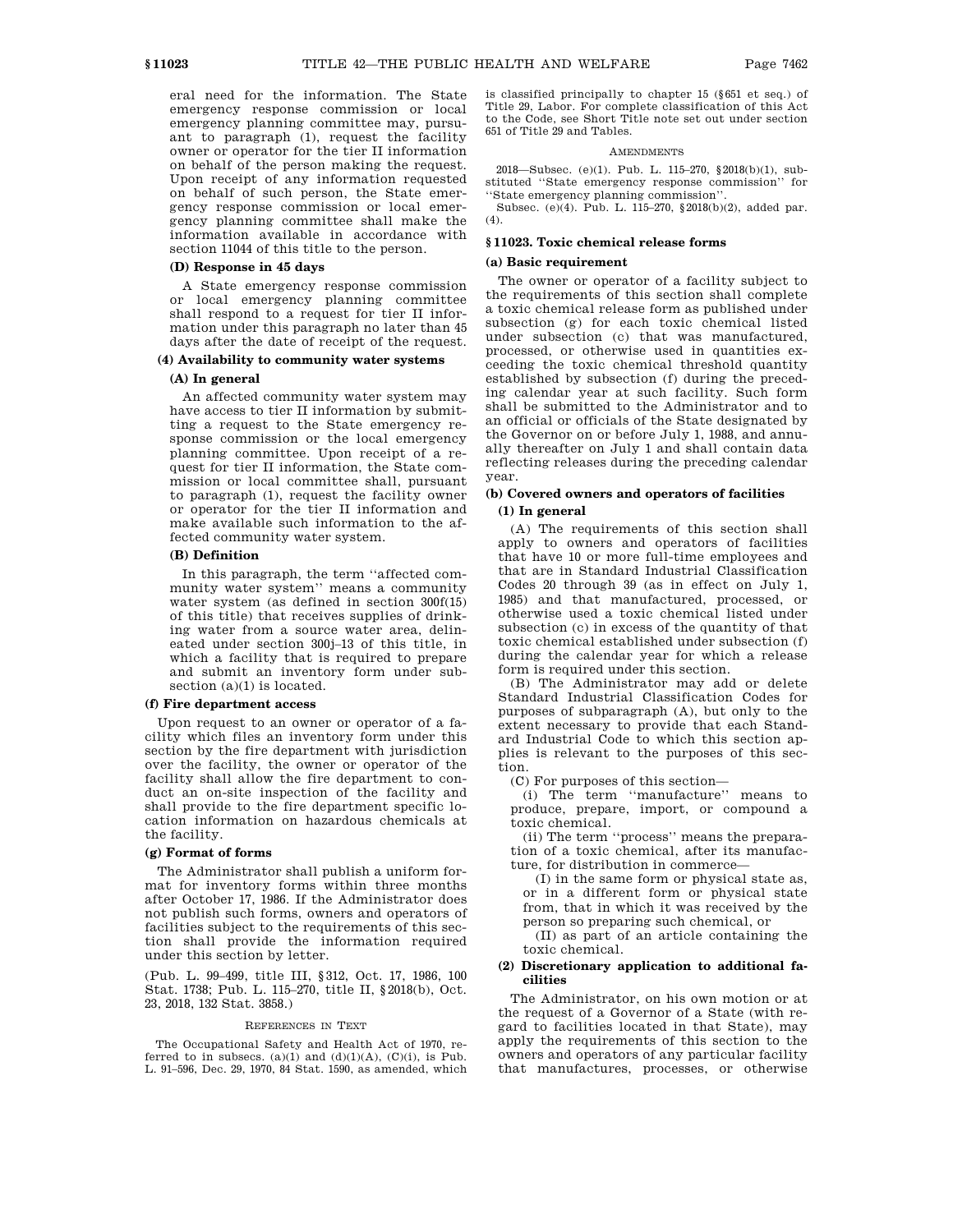eral need for the information. The State emergency response commission or local emergency planning committee may, pursuant to paragraph (1), request the facility owner or operator for the tier II information on behalf of the person making the request. Upon receipt of any information requested on behalf of such person, the State emergency response commission or local emergency planning committee shall make the information available in accordance with section 11044 of this title to the person.

**(D) Response in 45 days**

A State emergency response commission or local emergency planning committee shall respond to a request for tier II information under this paragraph no later than 45 days after the date of receipt of the request.

**(4) Availability to community water systems**

**(A) In general**

An affected community water system may have access to tier II information by submitting a request to the State emergency response commission or the local emergency planning committee. Upon receipt of a request for tier II information, the State commission or local committee shall, pursuant to paragraph (1), request the facility owner or operator for the tier II information and make available such information to the affected community water system.

**(B) Definition**

In this paragraph, the term ''affected community water system'' means a community water system (as defined in section 300f(15) of this title) that receives supplies of drinking water from a source water area, delineated under section 300j–13 of this title, in which a facility that is required to prepare and submit an inventory form under subsection (a)(1) is located.

**(f) Fire department access**

Upon request to an owner or operator of a facility which files an inventory form under this section by the fire department with jurisdiction over the facility, the owner or operator of the facility shall allow the fire department to conduct an on-site inspection of the facility and shall provide to the fire department specific location information on hazardous chemicals at the facility.

**(g) Format of forms**

The Administrator shall publish a uniform format for inventory forms within three months after October 17, 1986. If the Administrator does not publish such forms, owners and operators of facilities subject to the requirements of this section shall provide the information required under this section by letter.

(Pub. L. 99–499, title III, §312, Oct. 17, 1986, 100 Stat. 1738; Pub. L. 115–270, title II, §2018(b), Oct. 23, 2018, 132 Stat. 3858.)

REFERENCES IN TEXT

The Occupational Safety and Health Act of 1970, referred to in subsecs. (a)(1) and (d)(1)(A), (C)(i), is Pub. L. 91–596, Dec. 29, 1970, 84 Stat. 1590, as amended, which is classified principally to chapter 15 (§651 et seq.) of Title 29, Labor. For complete classification of this Act to the Code, see Short Title note set out under section 651 of Title 29 and Tables.

AMENDMENTS

2018—Subsec. (e)(1). Pub. L. 115–270, §2018(b)(1), substituted ''State emergency response commission'' for ''State emergency planning commission''.

Subsec. (e)(4). Pub. L. 115–270, §2018(b)(2), added par. (4).

## §11023. Toxic chemical release forms

**(a) Basic requirement**

The owner or operator of a facility subject to the requirements of this section shall complete a toxic chemical release form as published under subsection (g) for each toxic chemical listed under subsection (c) that was manufactured, processed, or otherwise used in quantities exceeding the toxic chemical threshold quantity established by subsection (f) during the preceding calendar year at such facility. Such form shall be submitted to the Administrator and to an official or officials of the State designated by the Governor on or before July 1, 1988, and annually thereafter on July 1 and shall contain data reflecting releases during the preceding calendar year.

**(b) Covered owners and operators of facilities**

**(1) In general**

(A) The requirements of this section shall apply to owners and operators of facilities that have 10 or more full-time employees and that are in Standard Industrial Classification Codes 20 through 39 (as in effect on July 1, 1985) and that manufactured, processed, or otherwise used a toxic chemical listed under subsection (c) in excess of the quantity of that toxic chemical established under subsection (f) during the calendar year for which a release form is required under this section.

(B) The Administrator may add or delete Standard Industrial Classification Codes for purposes of subparagraph (A), but only to the extent necessary to provide that each Standard Industrial Code to which this section applies is relevant to the purposes of this section.

(C) For purposes of this section—

(i) The term ''manufacture'' means to produce, prepare, import, or compound a toxic chemical.

(ii) The term ''process'' means the preparation of a toxic chemical, after its manufacture, for distribution in commerce—

(I) in the same form or physical state as, or in a different form or physical state from, that in which it was received by the person so preparing such chemical, or

(II) as part of an article containing the toxic chemical.

**(2) Discretionary application to additional facilities**

The Administrator, on his own motion or at the request of a Governor of a State (with regard to facilities located in that State), may apply the requirements of this section to the owners and operators of any particular facility that manufactures, processes, or otherwise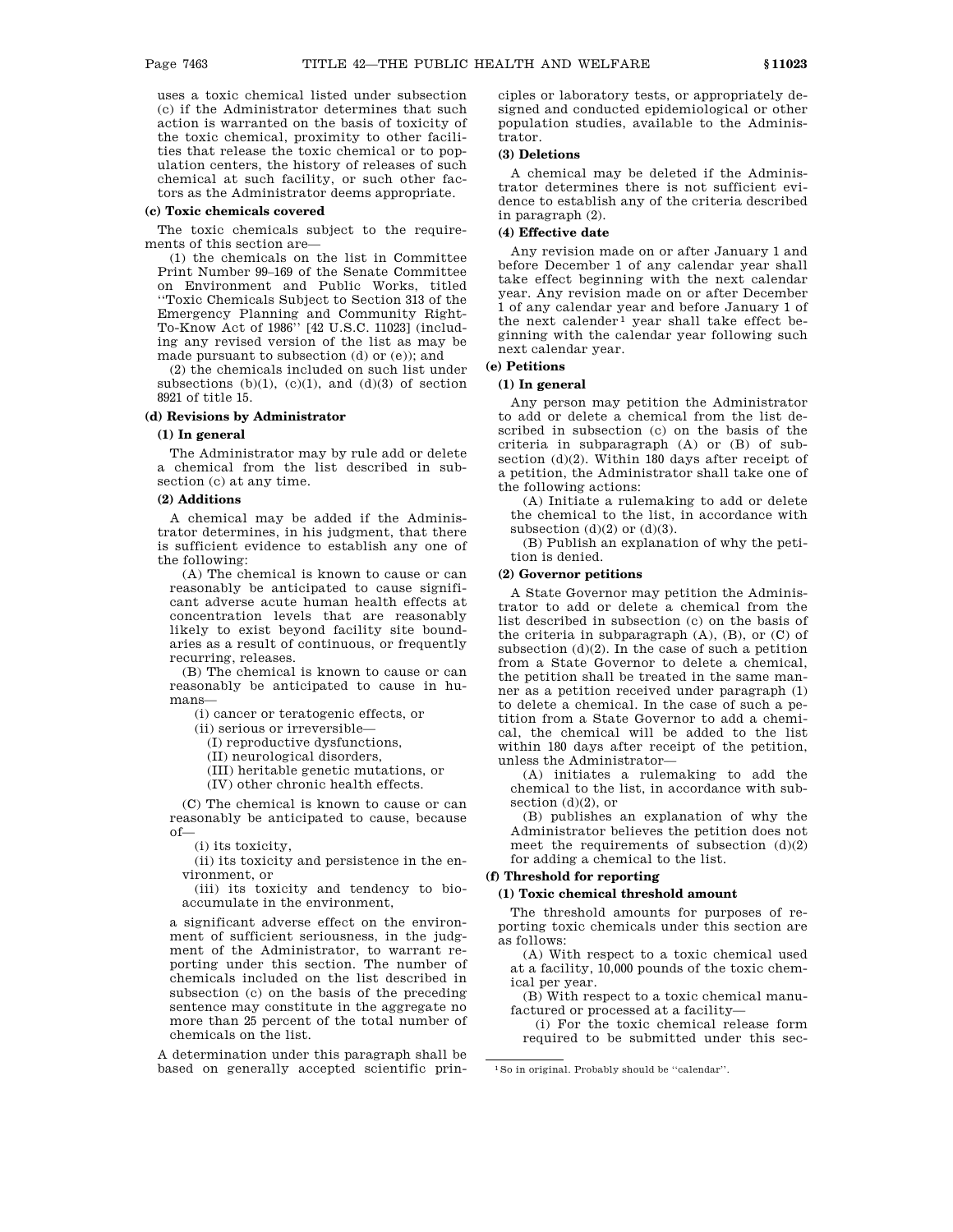uses a toxic chemical listed under subsection (c) if the Administrator determines that such action is warranted on the basis of toxicity of the toxic chemical, proximity to other facilities that release the toxic chemical or to population centers, the history of releases of such chemical at such facility, or such other factors as the Administrator deems appropriate.

**(c) Toxic chemicals covered**

The toxic chemicals subject to the requirements of this section are—

(1) the chemicals on the list in Committee Print Number 99–169 of the Senate Committee on Environment and Public Works, titled "Toxic Chemicals Subject to Section 313 of the Emergency Planning and Community Right-To-Know Act of 1986" [42 U.S.C. 11023] (including any revised version of the list as may be made pursuant to subsection (d) or (e)); and

(2) the chemicals included on such list under subsections (b)(1), (c)(1), and (d)(3) of section 8921 of title 15.

**(d) Revisions by Administrator**

**(1) In general**

The Administrator may by rule add or delete a chemical from the list described in subsection (c) at any time.

**(2) Additions**

A chemical may be added if the Administrator determines, in his judgment, that there is sufficient evidence to establish any one of the following:

(A) The chemical is known to cause or can reasonably be anticipated to cause significant adverse acute human health effects at concentration levels that are reasonably likely to exist beyond facility site boundaries as a result of continuous, or frequently recurring, releases.

(B) The chemical is known to cause or can reasonably be anticipated to cause in humans—

(i) cancer or teratogenic effects, or

(ii) serious or irreversible—

(I) reproductive dysfunctions,

(II) neurological disorders,

(III) heritable genetic mutations, or

(IV) other chronic health effects.

(C) The chemical is known to cause or can reasonably be anticipated to cause, because of—

(i) its toxicity,

(ii) its toxicity and persistence in the environment, or

(iii) its toxicity and tendency to bioaccumulate in the environment,

a significant adverse effect on the environment of sufficient seriousness, in the judgment of the Administrator, to warrant reporting under this section. The number of chemicals included on the list described in subsection (c) on the basis of the preceding sentence may constitute in the aggregate no more than 25 percent of the total number of chemicals on the list.

A determination under this paragraph shall be based on generally accepted scientific principles or laboratory tests, or appropriately designed and conducted epidemiological or other population studies, available to the Administrator.

**(3) Deletions**

A chemical may be deleted if the Administrator determines there is not sufficient evidence to establish any of the criteria described in paragraph (2).

**(4) Effective date**

Any revision made on or after January 1 and before December 1 of any calendar year shall take effect beginning with the next calendar year. Any revision made on or after December 1 of any calendar year and before January 1 of the next calender[1] year shall take effect beginning with the calendar year following such next calendar year.

**(e) Petitions**

**(1) In general**

Any person may petition the Administrator to add or delete a chemical from the list described in subsection (c) on the basis of the criteria in subparagraph (A) or (B) of subsection (d)(2). Within 180 days after receipt of a petition, the Administrator shall take one of the following actions:

(A) Initiate a rulemaking to add or delete the chemical to the list, in accordance with subsection (d)(2) or (d)(3).

(B) Publish an explanation of why the petition is denied.

**(2) Governor petitions**

A State Governor may petition the Administrator to add or delete a chemical from the list described in subsection (c) on the basis of the criteria in subparagraph (A), (B), or (C) of subsection (d)(2). In the case of such a petition from a State Governor to delete a chemical, the petition shall be treated in the same manner as a petition received under paragraph (1) to delete a chemical. In the case of such a petition from a State Governor to add a chemical, the chemical will be added to the list within 180 days after receipt of the petition, unless the Administrator—

(A) initiates a rulemaking to add the chemical to the list, in accordance with subsection (d)(2), or

(B) publishes an explanation of why the Administrator believes the petition does not meet the requirements of subsection (d)(2) for adding a chemical to the list.

**(f) Threshold for reporting**

**(1) Toxic chemical threshold amount**

The threshold amounts for purposes of reporting toxic chemicals under this section are as follows:

(A) With respect to a toxic chemical used at a facility, 10,000 pounds of the toxic chemical per year.

(B) With respect to a toxic chemical manufactured or processed at a facility—

(i) For the toxic chemical release form required to be submitted under this sec-

---

[1] So in original. Probably should be "calendar".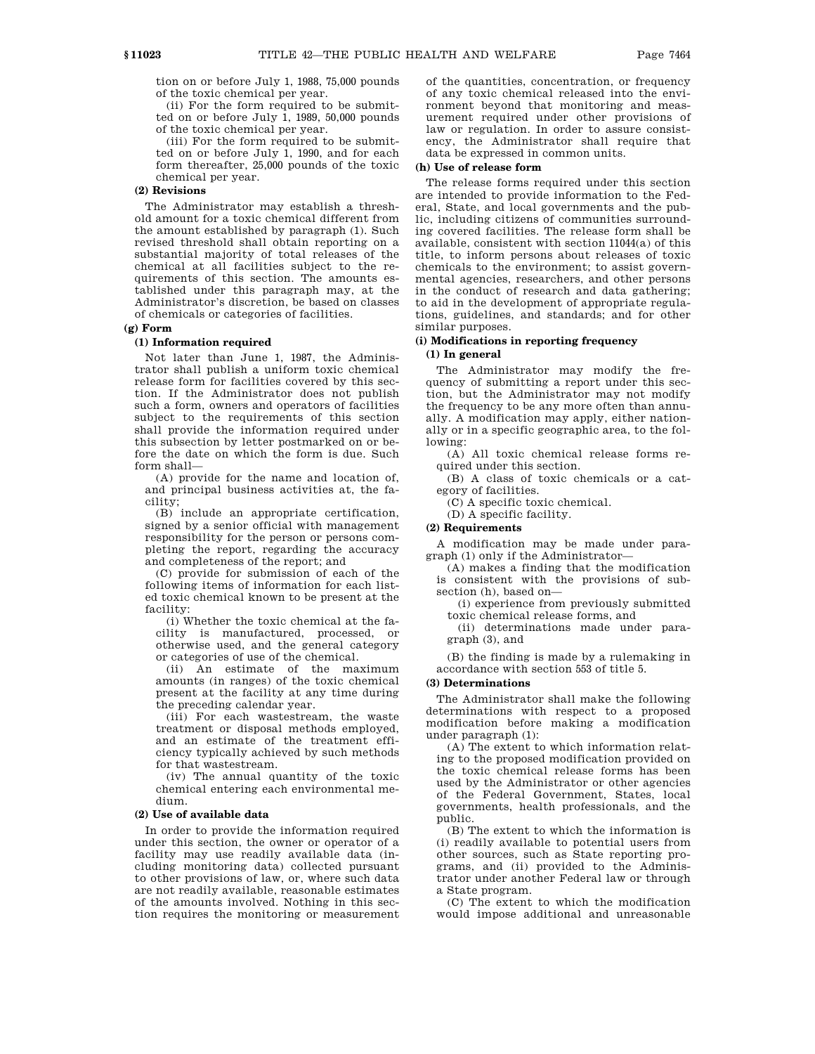tion on or before July 1, 1988, 75,000 pounds of the toxic chemical per year.

(ii) For the form required to be submitted on or before July 1, 1989, 50,000 pounds of the toxic chemical per year.

(iii) For the form required to be submitted on or before July 1, 1990, and for each form thereafter, 25,000 pounds of the toxic chemical per year.

**(2) Revisions**

The Administrator may establish a threshold amount for a toxic chemical different from the amount established by paragraph (1). Such revised threshold shall obtain reporting on a substantial majority of total releases of the chemical at all facilities subject to the requirements of this section. The amounts established under this paragraph may, at the Administrator's discretion, be based on classes of chemicals or categories of facilities.

**(g) Form**

**(1) Information required**

Not later than June 1, 1987, the Administrator shall publish a uniform toxic chemical release form for facilities covered by this section. If the Administrator does not publish such a form, owners and operators of facilities subject to the requirements of this section shall provide the information required under this subsection by letter postmarked on or before the date on which the form is due. Such form shall—

(A) provide for the name and location of, and principal business activities at, the facility;

(B) include an appropriate certification, signed by a senior official with management responsibility for the person or persons completing the report, regarding the accuracy and completeness of the report; and

(C) provide for submission of each of the following items of information for each listed toxic chemical known to be present at the facility:

(i) Whether the toxic chemical at the facility is manufactured, processed, or otherwise used, and the general category or categories of use of the chemical.

(ii) An estimate of the maximum amounts (in ranges) of the toxic chemical present at the facility at any time during the preceding calendar year.

(iii) For each wastestream, the waste treatment or disposal methods employed, and an estimate of the treatment efficiency typically achieved by such methods for that wastestream.

(iv) The annual quantity of the toxic chemical entering each environmental medium.

**(2) Use of available data**

In order to provide the information required under this section, the owner or operator of a facility may use readily available data (including monitoring data) collected pursuant to other provisions of law, or, where such data are not readily available, reasonable estimates of the amounts involved. Nothing in this section requires the monitoring or measurement of the quantities, concentration, or frequency of any toxic chemical released into the environment beyond that monitoring and measurement required under other provisions of law or regulation. In order to assure consistency, the Administrator shall require that data be expressed in common units.

**(h) Use of release form**

The release forms required under this section are intended to provide information to the Federal, State, and local governments and the public, including citizens of communities surrounding covered facilities. The release form shall be available, consistent with section 11044(a) of this title, to inform persons about releases of toxic chemicals to the environment; to assist governmental agencies, researchers, and other persons in the conduct of research and data gathering; to aid in the development of appropriate regulations, guidelines, and standards; and for other similar purposes.

**(i) Modifications in reporting frequency**

**(1) In general**

The Administrator may modify the frequency of submitting a report under this section, but the Administrator may not modify the frequency to be any more often than annually. A modification may apply, either nationally or in a specific geographic area, to the following:

(A) All toxic chemical release forms required under this section.

(B) A class of toxic chemicals or a category of facilities.

(C) A specific toxic chemical.

(D) A specific facility.

**(2) Requirements**

A modification may be made under paragraph (1) only if the Administrator—

(A) makes a finding that the modification is consistent with the provisions of subsection (h), based on—

(i) experience from previously submitted toxic chemical release forms, and

(ii) determinations made under paragraph (3), and

(B) the finding is made by a rulemaking in accordance with section 553 of title 5.

**(3) Determinations**

The Administrator shall make the following determinations with respect to a proposed modification before making a modification under paragraph (1):

(A) The extent to which information relating to the proposed modification provided on the toxic chemical release forms has been used by the Administrator or other agencies of the Federal Government, States, local governments, health professionals, and the public.

(B) The extent to which the information is (i) readily available to potential users from other sources, such as State reporting programs, and (ii) provided to the Administrator under another Federal law or through a State program.

(C) The extent to which the modification would impose additional and unreasonable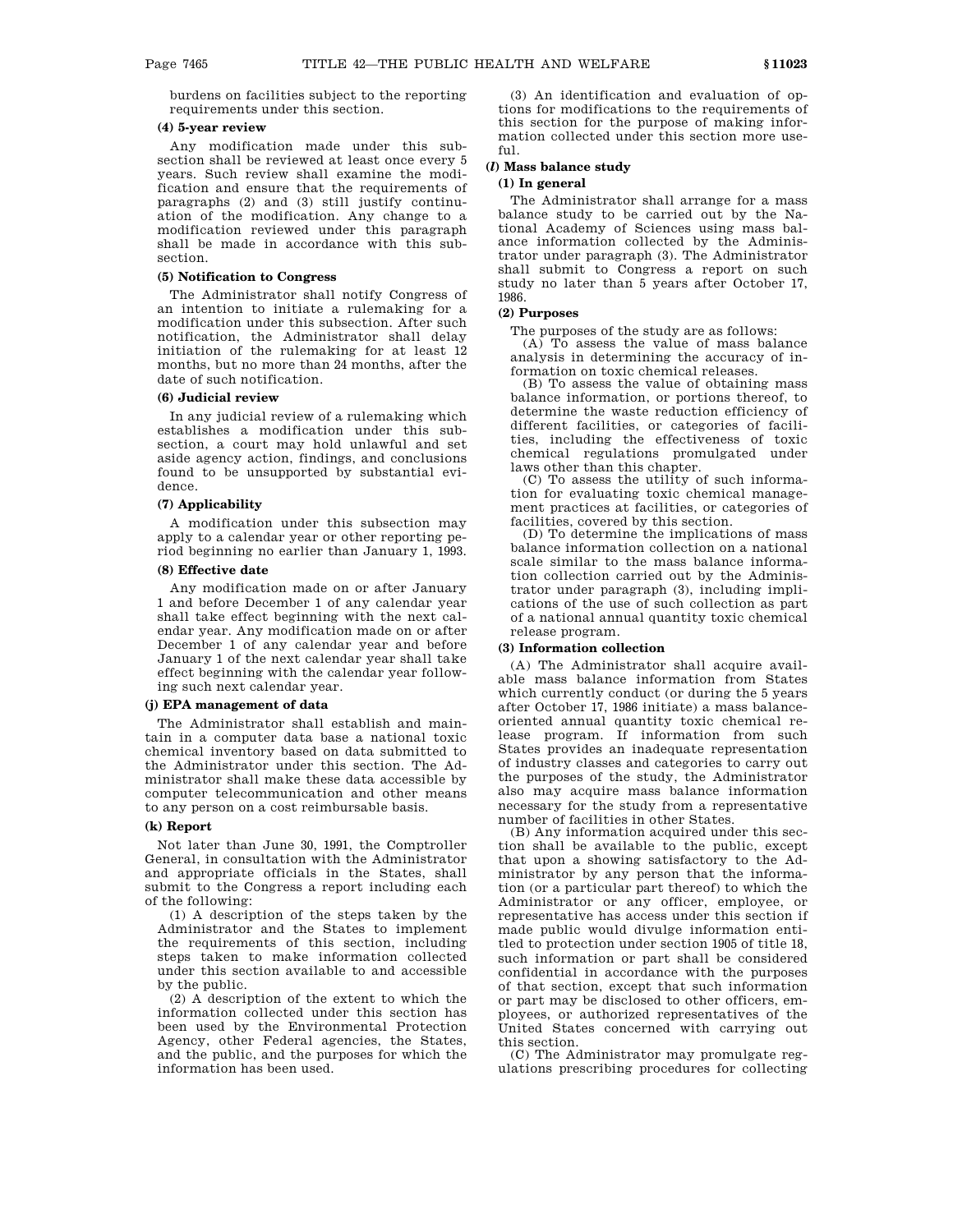burdens on facilities subject to the reporting requirements under this section.

**(4) 5-year review**

Any modification made under this subsection shall be reviewed at least once every 5 years. Such review shall examine the modification and ensure that the requirements of paragraphs (2) and (3) still justify continuation of the modification. Any change to a modification reviewed under this paragraph shall be made in accordance with this subsection.

**(5) Notification to Congress**

The Administrator shall notify Congress of an intention to initiate a rulemaking for a modification under this subsection. After such notification, the Administrator shall delay initiation of the rulemaking for at least 12 months, but no more than 24 months, after the date of such notification.

**(6) Judicial review**

In any judicial review of a rulemaking which establishes a modification under this subsection, a court may hold unlawful and set aside agency action, findings, and conclusions found to be unsupported by substantial evidence.

**(7) Applicability**

A modification under this subsection may apply to a calendar year or other reporting period beginning no earlier than January 1, 1993.

**(8) Effective date**

Any modification made on or after January 1 and before December 1 of any calendar year shall take effect beginning with the next calendar year. Any modification made on or after December 1 of any calendar year and before January 1 of the next calendar year shall take effect beginning with the calendar year following such next calendar year.

**(j) EPA management of data**

The Administrator shall establish and maintain in a computer data base a national toxic chemical inventory based on data submitted to the Administrator under this section. The Administrator shall make these data accessible by computer telecommunication and other means to any person on a cost reimbursable basis.

**(k) Report**

Not later than June 30, 1991, the Comptroller General, in consultation with the Administrator and appropriate officials in the States, shall submit to the Congress a report including each of the following:

(1) A description of the steps taken by the Administrator and the States to implement the requirements of this section, including steps taken to make information collected under this section available to and accessible by the public.

(2) A description of the extent to which the information collected under this section has been used by the Environmental Protection Agency, other Federal agencies, the States, and the public, and the purposes for which the information has been used.

(3) An identification and evaluation of options for modifications to the requirements of this section for the purpose of making information collected under this section more useful.

**(*l*) Mass balance study**

**(1) In general**

The Administrator shall arrange for a mass balance study to be carried out by the National Academy of Sciences using mass balance information collected by the Administrator under paragraph (3). The Administrator shall submit to Congress a report on such study no later than 5 years after October 17, 1986.

**(2) Purposes**

The purposes of the study are as follows:

(A) To assess the value of mass balance analysis in determining the accuracy of information on toxic chemical releases.

(B) To assess the value of obtaining mass balance information, or portions thereof, to determine the waste reduction efficiency of different facilities, or categories of facilities, including the effectiveness of toxic chemical regulations promulgated under laws other than this chapter.

(C) To assess the utility of such information for evaluating toxic chemical management practices at facilities, or categories of facilities, covered by this section.

(D) To determine the implications of mass balance information collection on a national scale similar to the mass balance information collection carried out by the Administrator under paragraph (3), including implications of the use of such collection as part of a national annual quantity toxic chemical release program.

**(3) Information collection**

(A) The Administrator shall acquire available mass balance information from States which currently conduct (or during the 5 years after October 17, 1986 initiate) a mass balance-oriented annual quantity toxic chemical release program. If information from such States provides an inadequate representation of industry classes and categories to carry out the purposes of the study, the Administrator also may acquire mass balance information necessary for the study from a representative number of facilities in other States.

(B) Any information acquired under this section shall be available to the public, except that upon a showing satisfactory to the Administrator by any person that the information (or a particular part thereof) to which the Administrator or any officer, employee, or representative has access under this section if made public would divulge information entitled to protection under section 1905 of title 18, such information or part shall be considered confidential in accordance with the purposes of that section, except that such information or part may be disclosed to other officers, employees, or authorized representatives of the United States concerned with carrying out this section.

(C) The Administrator may promulgate regulations prescribing procedures for collecting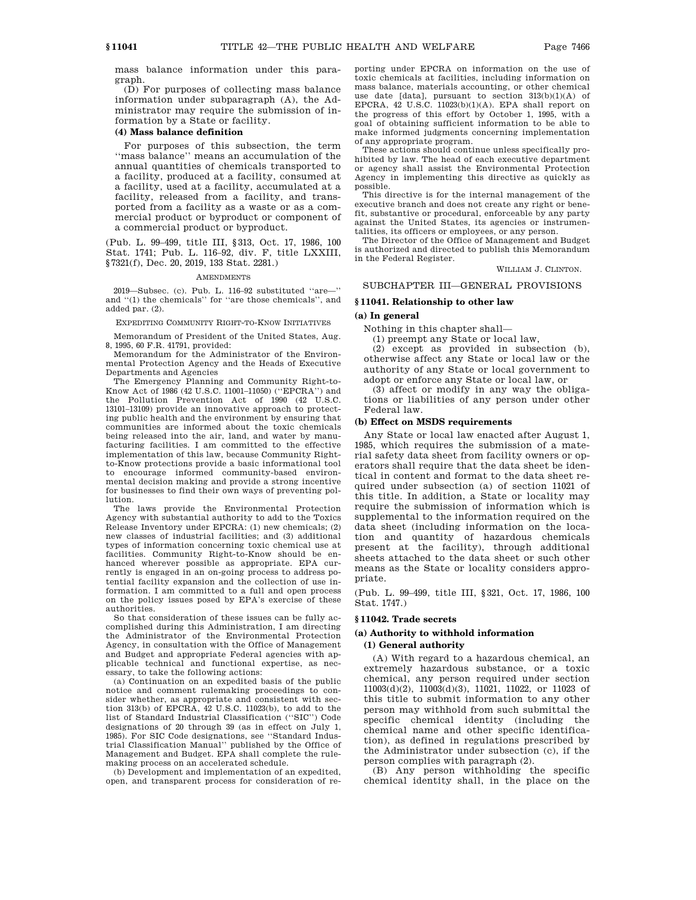mass balance information under this paragraph.

(D) For purposes of collecting mass balance information under subparagraph (A), the Administrator may require the submission of information by a State or facility.

#### (4) Mass balance definition

For purposes of this subsection, the term ''mass balance'' means an accumulation of the annual quantities of chemicals transported to a facility, produced at a facility, consumed at a facility, used at a facility, accumulated at a facility, released from a facility, and transported from a facility as a waste or as a commercial product or byproduct or component of a commercial product or byproduct.

(Pub. L. 99–499, title III, §313, Oct. 17, 1986, 100 Stat. 1741; Pub. L. 116–92, div. F, title LXXIII, §7321(f), Dec. 20, 2019, 133 Stat. 2281.)

AMENDMENTS

2019—Subsec. (c). Pub. L. 116–92 substituted ''are—'' and ''(1) the chemicals'' for ''are those chemicals'', and added par. (2).

EXPEDITING COMMUNITY RIGHT-TO-KNOW INITIATIVES

Memorandum of President of the United States, Aug. 8, 1995, 60 F.R. 41791, provided:

Memorandum for the Administrator of the Environmental Protection Agency and the Heads of Executive Departments and Agencies

The Emergency Planning and Community Right-to-Know Act of 1986 (42 U.S.C. 11001–11050) (''EPCRA'') and the Pollution Prevention Act of 1990 (42 U.S.C. 13101–13109) provide an innovative approach to protecting public health and the environment by ensuring that communities are informed about the toxic chemicals being released into the air, land, and water by manufacturing facilities. I am committed to the effective implementation of this law, because Community Right-to-Know protections provide a basic informational tool to encourage informed community-based environmental decision making and provide a strong incentive for businesses to find their own ways of preventing pollution.

The laws provide the Environmental Protection Agency with substantial authority to add to the Toxics Release Inventory under EPCRA: (1) new chemicals; (2) new classes of industrial facilities; and (3) additional types of information concerning toxic chemical use at facilities. Community Right-to-Know should be enhanced wherever possible as appropriate. EPA currently is engaged in an on-going process to address potential facility expansion and the collection of use information. I am committed to a full and open process on the policy issues posed by EPA's exercise of these authorities.

So that consideration of these issues can be fully accomplished during this Administration, I am directing the Administrator of the Environmental Protection Agency, in consultation with the Office of Management and Budget and appropriate Federal agencies with applicable technical and functional expertise, as necessary, to take the following actions:

(a) Continuation on an expedited basis of the public notice and comment rulemaking proceedings to consider whether, as appropriate and consistent with section 313(b) of EPCRA, 42 U.S.C. 11023(b), to add to the list of Standard Industrial Classification (''SIC'') Code designations of 20 through 39 (as in effect on July 1, 1985). For SIC Code designations, see ''Standard Industrial Classification Manual'' published by the Office of Management and Budget. EPA shall complete the rulemaking process on an accelerated schedule.

(b) Development and implementation of an expedited, open, and transparent process for consideration of reporting under EPCRA on information on the use of toxic chemicals at facilities, including information on mass balance, materials accounting, or other chemical use date [data], pursuant to section 313(b)(1)(A) of EPCRA, 42 U.S.C. 11023(b)(1)(A). EPA shall report on the progress of this effort by October 1, 1995, with a goal of obtaining sufficient information to be able to make informed judgments concerning implementation of any appropriate program.

These actions should continue unless specifically prohibited by law. The head of each executive department or agency shall assist the Environmental Protection Agency in implementing this directive as quickly as possible.

This directive is for the internal management of the executive branch and does not create any right or benefit, substantive or procedural, enforceable by any party against the United States, its agencies or instrumentalities, its officers or employees, or any person.

The Director of the Office of Management and Budget is authorized and directed to publish this Memorandum in the Federal Register.

WILLIAM J. CLINTON.

## SUBCHAPTER III—GENERAL PROVISIONS

### §11041. Relationship to other law

#### (a) In general

Nothing in this chapter shall—

(1) preempt any State or local law,

(2) except as provided in subsection (b), otherwise affect any State or local law or the authority of any State or local government to adopt or enforce any State or local law, or

(3) affect or modify in any way the obligations or liabilities of any person under other Federal law.

#### (b) Effect on MSDS requirements

Any State or local law enacted after August 1, 1985, which requires the submission of a material safety data sheet from facility owners or operators shall require that the data sheet be identical in content and format to the data sheet required under subsection (a) of section 11021 of this title. In addition, a State or locality may require the submission of information which is supplemental to the information required on the data sheet (including information on the location and quantity of hazardous chemicals present at the facility), through additional sheets attached to the data sheet or such other means as the State or locality considers appropriate.

(Pub. L. 99–499, title III, §321, Oct. 17, 1986, 100 Stat. 1747.)

### §11042. Trade secrets

#### (a) Authority to withhold information

##### (1) General authority

(A) With regard to a hazardous chemical, an extremely hazardous substance, or a toxic chemical, any person required under section 11003(d)(2), 11003(d)(3), 11021, 11022, or 11023 of this title to submit information to any other person may withhold from such submittal the specific chemical identity (including the chemical name and other specific identification), as defined in regulations prescribed by the Administrator under subsection (c), if the person complies with paragraph (2).

(B) Any person withholding the specific chemical identity shall, in the place on the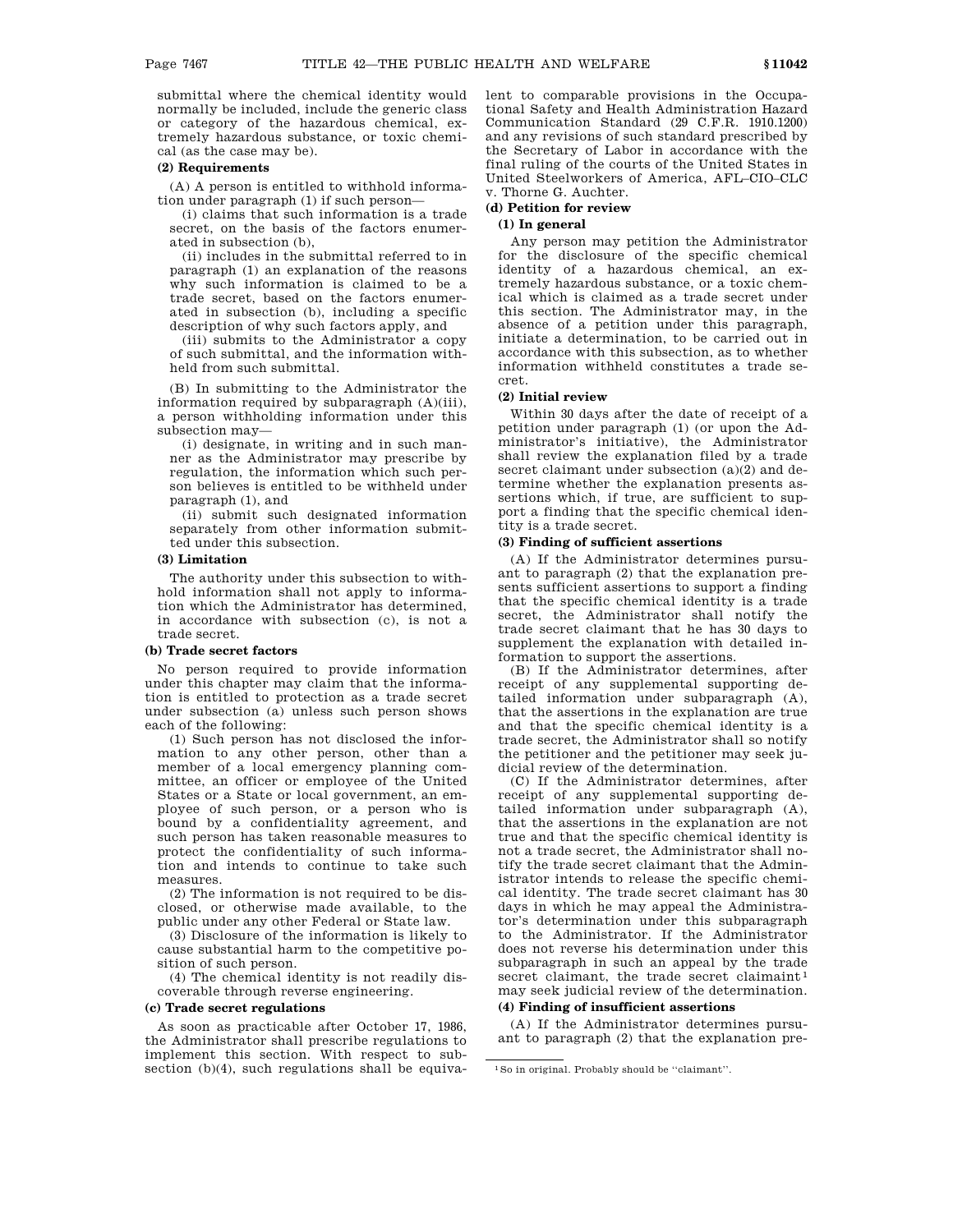submittal where the chemical identity would normally be included, include the generic class or category of the hazardous chemical, extremely hazardous substance, or toxic chemical (as the case may be).

**(2) Requirements**

(A) A person is entitled to withhold information under paragraph (1) if such person—

(i) claims that such information is a trade secret, on the basis of the factors enumerated in subsection (b),

(ii) includes in the submittal referred to in paragraph (1) an explanation of the reasons why such information is claimed to be a trade secret, based on the factors enumerated in subsection (b), including a specific description of why such factors apply, and

(iii) submits to the Administrator a copy of such submittal, and the information withheld from such submittal.

(B) In submitting to the Administrator the information required by subparagraph (A)(iii), a person withholding information under this subsection may—

(i) designate, in writing and in such manner as the Administrator may prescribe by regulation, the information which such person believes is entitled to be withheld under paragraph (1), and

(ii) submit such designated information separately from other information submitted under this subsection.

**(3) Limitation**

The authority under this subsection to withhold information shall not apply to information which the Administrator has determined, in accordance with subsection (c), is not a trade secret.

**(b) Trade secret factors**

No person required to provide information under this chapter may claim that the information is entitled to protection as a trade secret under subsection (a) unless such person shows each of the following:

(1) Such person has not disclosed the information to any other person, other than a member of a local emergency planning committee, an officer or employee of the United States or a State or local government, an employee of such person, or a person who is bound by a confidentiality agreement, and such person has taken reasonable measures to protect the confidentiality of such information and intends to continue to take such measures.

(2) The information is not required to be disclosed, or otherwise made available, to the public under any other Federal or State law.

(3) Disclosure of the information is likely to cause substantial harm to the competitive position of such person.

(4) The chemical identity is not readily discoverable through reverse engineering.

**(c) Trade secret regulations**

As soon as practicable after October 17, 1986, the Administrator shall prescribe regulations to implement this section. With respect to subsection (b)(4), such regulations shall be equivalent to comparable provisions in the Occupational Safety and Health Administration Hazard Communication Standard (29 C.F.R. 1910.1200) and any revisions of such standard prescribed by the Secretary of Labor in accordance with the final ruling of the courts of the United States in United Steelworkers of America, AFL–CIO–CLC v. Thorne G. Auchter.

**(d) Petition for review**

**(1) In general**

Any person may petition the Administrator for the disclosure of the specific chemical identity of a hazardous chemical, an extremely hazardous substance, or a toxic chemical which is claimed as a trade secret under this section. The Administrator may, in the absence of a petition under this paragraph, initiate a determination, to be carried out in accordance with this subsection, as to whether information withheld constitutes a trade secret.

**(2) Initial review**

Within 30 days after the date of receipt of a petition under paragraph (1) (or upon the Administrator's initiative), the Administrator shall review the explanation filed by a trade secret claimant under subsection (a)(2) and determine whether the explanation presents assertions which, if true, are sufficient to support a finding that the specific chemical identity is a trade secret.

**(3) Finding of sufficient assertions**

(A) If the Administrator determines pursuant to paragraph (2) that the explanation presents sufficient assertions to support a finding that the specific chemical identity is a trade secret, the Administrator shall notify the trade secret claimant that he has 30 days to supplement the explanation with detailed information to support the assertions.

(B) If the Administrator determines, after receipt of any supplemental supporting detailed information under subparagraph (A), that the assertions in the explanation are true and that the specific chemical identity is a trade secret, the Administrator shall so notify the petitioner and the petitioner may seek judicial review of the determination.

(C) If the Administrator determines, after receipt of any supplemental supporting detailed information under subparagraph (A), that the assertions in the explanation are not true and that the specific chemical identity is not a trade secret, the Administrator shall notify the trade secret claimant that the Administrator intends to release the specific chemical identity. The trade secret claimant has 30 days in which he may appeal the Administrator's determination under this subparagraph to the Administrator. If the Administrator does not reverse his determination under this subparagraph in such an appeal by the trade secret claimant, the trade secret claimaint[1] may seek judicial review of the determination.

**(4) Finding of insufficient assertions**

(A) If the Administrator determines pursuant to paragraph (2) that the explanation pre-

[1] So in original. Probably should be "claimant".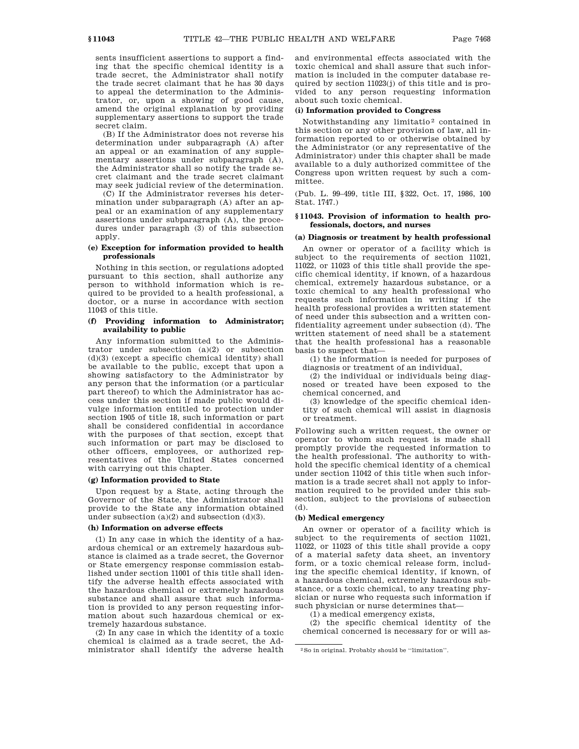sents insufficient assertions to support a finding that the specific chemical identity is a trade secret, the Administrator shall notify the trade secret claimant that he has 30 days to appeal the determination to the Administrator, or, upon a showing of good cause, amend the original explanation by providing supplementary assertions to support the trade secret claim.

(B) If the Administrator does not reverse his determination under subparagraph (A) after an appeal or an examination of any supplementary assertions under subparagraph (A), the Administrator shall so notify the trade secret claimant and the trade secret claimant may seek judicial review of the determination.

(C) If the Administrator reverses his determination under subparagraph (A) after an appeal or an examination of any supplementary assertions under subparagraph (A), the procedures under paragraph (3) of this subsection apply.

#### (e) Exception for information provided to health professionals

Nothing in this section, or regulations adopted pursuant to this section, shall authorize any person to withhold information which is required to be provided to a health professional, a doctor, or a nurse in accordance with section 11043 of this title.

#### (f) Providing information to Administrator; availability to public

Any information submitted to the Administrator under subsection (a)(2) or subsection (d)(3) (except a specific chemical identity) shall be available to the public, except that upon a showing satisfactory to the Administrator by any person that the information (or a particular part thereof) to which the Administrator has access under this section if made public would divulge information entitled to protection under section 1905 of title 18, such information or part shall be considered confidential in accordance with the purposes of that section, except that such information or part may be disclosed to other officers, employees, or authorized representatives of the United States concerned with carrying out this chapter.

#### (g) Information provided to State

Upon request by a State, acting through the Governor of the State, the Administrator shall provide to the State any information obtained under subsection (a)(2) and subsection (d)(3).

#### (h) Information on adverse effects

(1) In any case in which the identity of a hazardous chemical or an extremely hazardous substance is claimed as a trade secret, the Governor or State emergency response commission established under section 11001 of this title shall identify the adverse health effects associated with the hazardous chemical or extremely hazardous substance and shall assure that such information is provided to any person requesting information about such hazardous chemical or extremely hazardous substance.

(2) In any case in which the identity of a toxic chemical is claimed as a trade secret, the Administrator shall identify the adverse health and environmental effects associated with the toxic chemical and shall assure that such information is included in the computer database required by section 11023(j) of this title and is provided to any person requesting information about such toxic chemical.

#### (i) Information provided to Congress

Notwithstanding any limitatio[2] contained in this section or any other provision of law, all information reported to or otherwise obtained by the Administrator (or any representative of the Administrator) under this chapter shall be made available to a duly authorized committee of the Congress upon written request by such a committee.

(Pub. L. 99–499, title III, §322, Oct. 17, 1986, 100 Stat. 1747.)

### §11043. Provision of information to health professionals, doctors, and nurses

#### (a) Diagnosis or treatment by health professional

An owner or operator of a facility which is subject to the requirements of section 11021, 11022, or 11023 of this title shall provide the specific chemical identity, if known, of a hazardous chemical, extremely hazardous substance, or a toxic chemical to any health professional who requests such information in writing if the health professional provides a written statement of need under this subsection and a written confidentiality agreement under subsection (d). The written statement of need shall be a statement that the health professional has a reasonable basis to suspect that—

(1) the information is needed for purposes of diagnosis or treatment of an individual,

(2) the individual or individuals being diagnosed or treated have been exposed to the chemical concerned, and

(3) knowledge of the specific chemical identity of such chemical will assist in diagnosis or treatment.

Following such a written request, the owner or operator to whom such request is made shall promptly provide the requested information to the health professional. The authority to withhold the specific chemical identity of a chemical under section 11042 of this title when such information is a trade secret shall not apply to information required to be provided under this subsection, subject to the provisions of subsection (d).

#### (b) Medical emergency

An owner or operator of a facility which is subject to the requirements of section 11021, 11022, or 11023 of this title shall provide a copy of a material safety data sheet, an inventory form, or a toxic chemical release form, including the specific chemical identity, if known, of a hazardous chemical, extremely hazardous substance, or a toxic chemical, to any treating physician or nurse who requests such information if such physician or nurse determines that—

(1) a medical emergency exists,

(2) the specific chemical identity of the chemical concerned is necessary for or will as-

[2] So in original. Probably should be "limitation".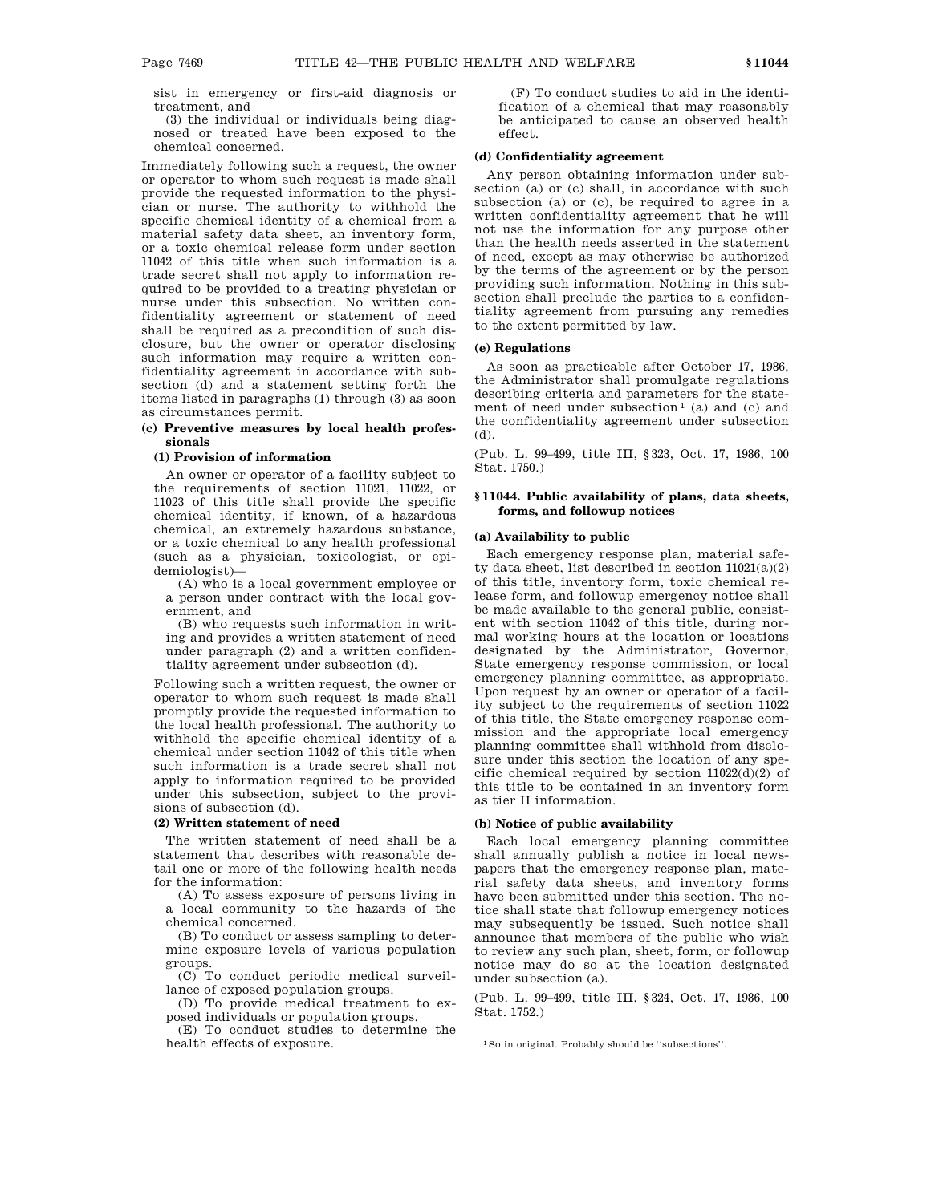sist in emergency or first-aid diagnosis or treatment, and

(3) the individual or individuals being diagnosed or treated have been exposed to the chemical concerned.

Immediately following such a request, the owner or operator to whom such request is made shall provide the requested information to the physician or nurse. The authority to withhold the specific chemical identity of a chemical from a material safety data sheet, an inventory form, or a toxic chemical release form under section 11042 of this title when such information is a trade secret shall not apply to information required to be provided to a treating physician or nurse under this subsection. No written confidentiality agreement or statement of need shall be required as a precondition of such disclosure, but the owner or operator disclosing such information may require a written confidentiality agreement in accordance with subsection (d) and a statement setting forth the items listed in paragraphs (1) through (3) as soon as circumstances permit.

#### (c) Preventive measures by local health professionals

##### (1) Provision of information

An owner or operator of a facility subject to the requirements of section 11021, 11022, or 11023 of this title shall provide the specific chemical identity, if known, of a hazardous chemical, an extremely hazardous substance, or a toxic chemical to any health professional (such as a physician, toxicologist, or epidemiologist)—

(A) who is a local government employee or a person under contract with the local government, and

(B) who requests such information in writing and provides a written statement of need under paragraph (2) and a written confidentiality agreement under subsection (d).

Following such a written request, the owner or operator to whom such request is made shall promptly provide the requested information to the local health professional. The authority to withhold the specific chemical identity of a chemical under section 11042 of this title when such information is a trade secret shall not apply to information required to be provided under this subsection, subject to the provisions of subsection (d).

##### (2) Written statement of need

The written statement of need shall be a statement that describes with reasonable detail one or more of the following health needs for the information:

(A) To assess exposure of persons living in a local community to the hazards of the chemical concerned.

(B) To conduct or assess sampling to determine exposure levels of various population groups.

(C) To conduct periodic medical surveillance of exposed population groups.

(D) To provide medical treatment to exposed individuals or population groups.

(E) To conduct studies to determine the health effects of exposure.

(F) To conduct studies to aid in the identification of a chemical that may reasonably be anticipated to cause an observed health effect.

#### (d) Confidentiality agreement

Any person obtaining information under subsection (a) or (c) shall, in accordance with such subsection (a) or (c), be required to agree in a written confidentiality agreement that he will not use the information for any purpose other than the health needs asserted in the statement of need, except as may otherwise be authorized by the terms of the agreement or by the person providing such information. Nothing in this subsection shall preclude the parties to a confidentiality agreement from pursuing any remedies to the extent permitted by law.

#### (e) Regulations

As soon as practicable after October 17, 1986, the Administrator shall promulgate regulations describing criteria and parameters for the statement of need under subsection[1] (a) and (c) and the confidentiality agreement under subsection (d).

(Pub. L. 99–499, title III, §323, Oct. 17, 1986, 100 Stat. 1750.)

### §11044. Public availability of plans, data sheets, forms, and followup notices

#### (a) Availability to public

Each emergency response plan, material safety data sheet, list described in section 11021(a)(2) of this title, inventory form, toxic chemical release form, and followup emergency notice shall be made available to the general public, consistent with section 11042 of this title, during normal working hours at the location or locations designated by the Administrator, Governor, State emergency response commission, or local emergency planning committee, as appropriate. Upon request by an owner or operator of a facility subject to the requirements of section 11022 of this title, the State emergency response commission and the appropriate local emergency planning committee shall withhold from disclosure under this section the location of any specific chemical required by section 11022(d)(2) of this title to be contained in an inventory form as tier II information.

#### (b) Notice of public availability

Each local emergency planning committee shall annually publish a notice in local newspapers that the emergency response plan, material safety data sheets, and inventory forms have been submitted under this section. The notice shall state that followup emergency notices may subsequently be issued. Such notice shall announce that members of the public who wish to review any such plan, sheet, form, or followup notice may do so at the location designated under subsection (a).

(Pub. L. 99–499, title III, §324, Oct. 17, 1986, 100 Stat. 1752.)

[1] So in original. Probably should be "subsections".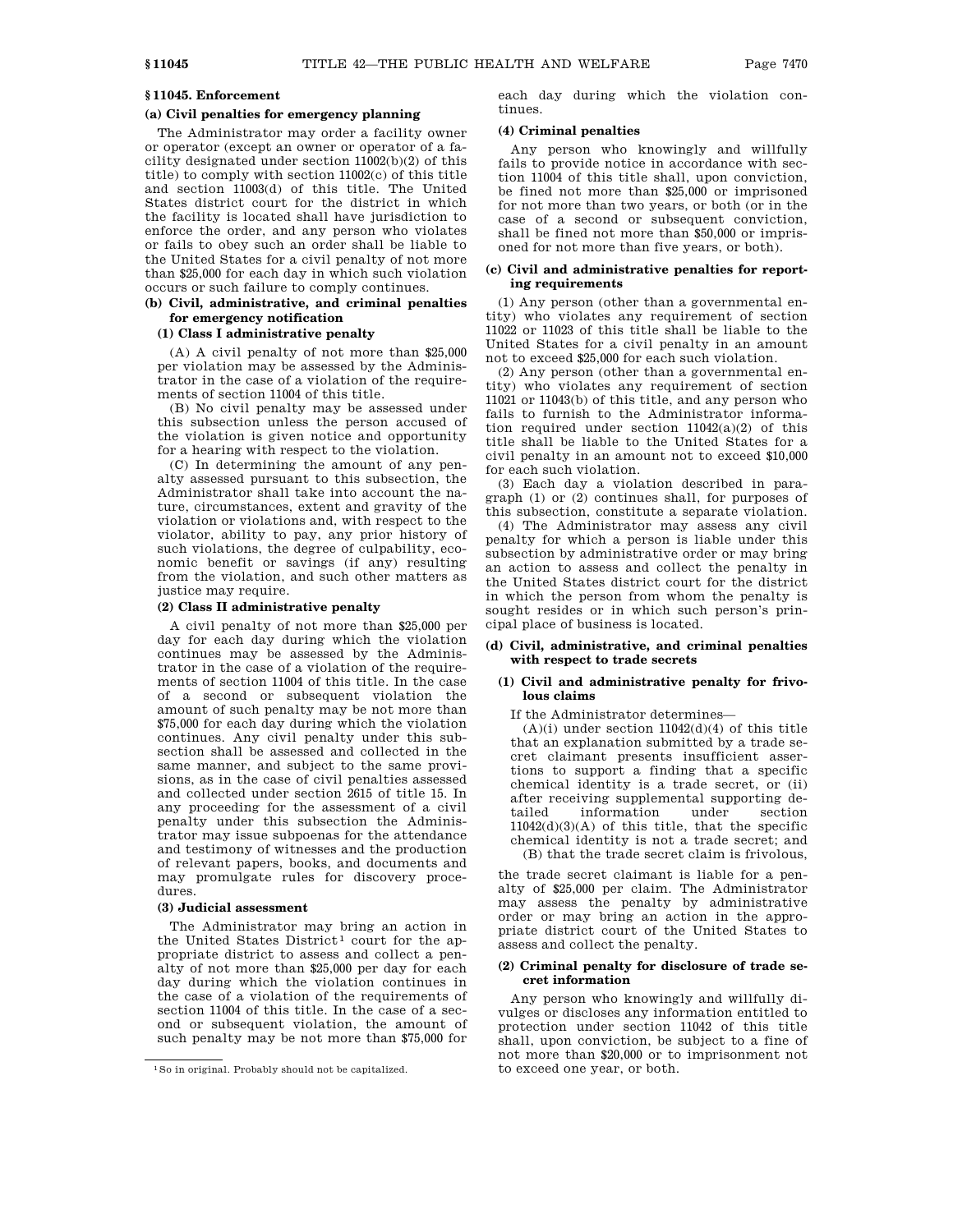## § 11045. Enforcement

### (a) Civil penalties for emergency planning

The Administrator may order a facility owner or operator (except an owner or operator of a facility designated under section 11002(b)(2) of this title) to comply with section 11002(c) of this title and section 11003(d) of this title. The United States district court for the district in which the facility is located shall have jurisdiction to enforce the order, and any person who violates or fails to obey such an order shall be liable to the United States for a civil penalty of not more than $25,000 for each day in which such violation occurs or such failure to comply continues.

### (b) Civil, administrative, and criminal penalties for emergency notification

#### (1) Class I administrative penalty

(A) A civil penalty of not more than $25,000 per violation may be assessed by the Administrator in the case of a violation of the requirements of section 11004 of this title.

(B) No civil penalty may be assessed under this subsection unless the person accused of the violation is given notice and opportunity for a hearing with respect to the violation.

(C) In determining the amount of any penalty assessed pursuant to this subsection, the Administrator shall take into account the nature, circumstances, extent and gravity of the violation or violations and, with respect to the violator, ability to pay, any prior history of such violations, the degree of culpability, economic benefit or savings (if any) resulting from the violation, and such other matters as justice may require.

#### (2) Class II administrative penalty

A civil penalty of not more than $25,000 per day for each day during which the violation continues may be assessed by the Administrator in the case of a violation of the requirements of section 11004 of this title. In the case of a second or subsequent violation the amount of such penalty may be not more than $75,000 for each day during which the violation continues. Any civil penalty under this subsection shall be assessed and collected in the same manner, and subject to the same provisions, as in the case of civil penalties assessed and collected under section 2615 of title 15. In any proceeding for the assessment of a civil penalty under this subsection the Administrator may issue subpoenas for the attendance and testimony of witnesses and the production of relevant papers, books, and documents and may promulgate rules for discovery procedures.

#### (3) Judicial assessment

The Administrator may bring an action in the United States District[1] court for the appropriate district to assess and collect a penalty of not more than $25,000 per day for each day during which the violation continues in the case of a violation of the requirements of section 11004 of this title. In the case of a second or subsequent violation, the amount of such penalty may be not more than $75,000 for each day during which the violation continues.

#### (4) Criminal penalties

Any person who knowingly and willfully fails to provide notice in accordance with section 11004 of this title shall, upon conviction, be fined not more than $25,000 or imprisoned for not more than two years, or both (or in the case of a second or subsequent conviction, shall be fined not more than $50,000 or imprisoned for not more than five years, or both).

### (c) Civil and administrative penalties for reporting requirements

(1) Any person (other than a governmental entity) who violates any requirement of section 11022 or 11023 of this title shall be liable to the United States for a civil penalty in an amount not to exceed $25,000 for each such violation.

(2) Any person (other than a governmental entity) who violates any requirement of section 11021 or 11043(b) of this title, and any person who fails to furnish to the Administrator information required under section 11042(a)(2) of this title shall be liable to the United States for a civil penalty in an amount not to exceed $10,000 for each such violation.

(3) Each day a violation described in paragraph (1) or (2) continues shall, for purposes of this subsection, constitute a separate violation.

(4) The Administrator may assess any civil penalty for which a person is liable under this subsection by administrative order or may bring an action to assess and collect the penalty in the United States district court for the district in which the person from whom the penalty is sought resides or in which such person's principal place of business is located.

### (d) Civil, administrative, and criminal penalties with respect to trade secrets

#### (1) Civil and administrative penalty for frivolous claims

If the Administrator determines—

(A)(i) under section 11042(d)(4) of this title that an explanation submitted by a trade secret claimant presents insufficient assertions to support a finding that a specific chemical identity is a trade secret, or (ii) after receiving supplemental supporting detailed information under section 11042(d)(3)(A) of this title, that the specific chemical identity is not a trade secret; and

(B) that the trade secret claim is frivolous,

the trade secret claimant is liable for a penalty of $25,000 per claim. The Administrator may assess the penalty by administrative order or may bring an action in the appropriate district court of the United States to assess and collect the penalty.

#### (2) Criminal penalty for disclosure of trade secret information

Any person who knowingly and willfully divulges or discloses any information entitled to protection under section 11042 of this title shall, upon conviction, be subject to a fine of not more than $20,000 or to imprisonment not to exceed one year, or both.

---

[1] So in original. Probably should not be capitalized.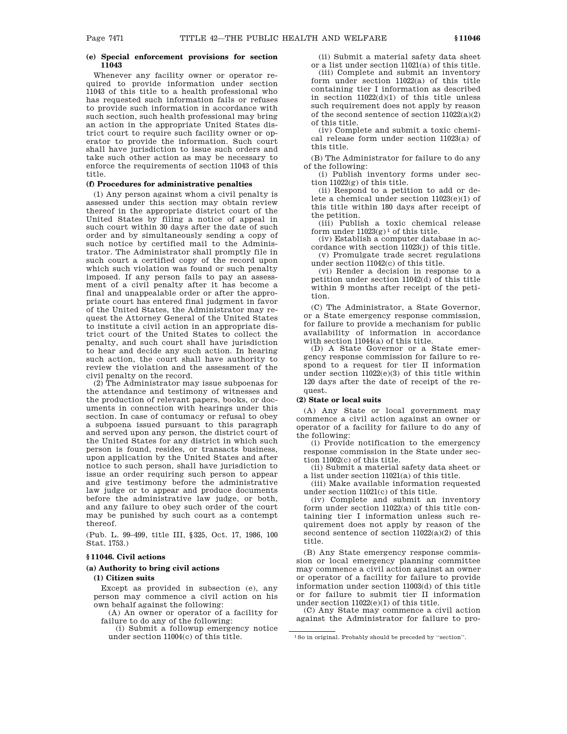**(e) Special enforcement provisions for section 11043**

Whenever any facility owner or operator required to provide information under section 11043 of this title to a health professional who has requested such information fails or refuses to provide such information in accordance with such section, such health professional may bring an action in the appropriate United States district court to require such facility owner or operator to provide the information. Such court shall have jurisdiction to issue such orders and take such other action as may be necessary to enforce the requirements of section 11043 of this title.

**(f) Procedures for administrative penalties**

(1) Any person against whom a civil penalty is assessed under this section may obtain review thereof in the appropriate district court of the United States by filing a notice of appeal in such court within 30 days after the date of such order and by simultaneously sending a copy of such notice by certified mail to the Administrator. The Administrator shall promptly file in such court a certified copy of the record upon which such violation was found or such penalty imposed. If any person fails to pay an assessment of a civil penalty after it has become a final and unappealable order or after the appropriate court has entered final judgment in favor of the United States, the Administrator may request the Attorney General of the United States to institute a civil action in an appropriate district court of the United States to collect the penalty, and such court shall have jurisdiction to hear and decide any such action. In hearing such action, the court shall have authority to review the violation and the assessment of the civil penalty on the record.

(2) The Administrator may issue subpoenas for the attendance and testimony of witnesses and the production of relevant papers, books, or documents in connection with hearings under this section. In case of contumacy or refusal to obey a subpoena issued pursuant to this paragraph and served upon any person, the district court of the United States for any district in which such person is found, resides, or transacts business, upon application by the United States and after notice to such person, shall have jurisdiction to issue an order requiring such person to appear and give testimony before the administrative law judge or to appear and produce documents before the administrative law judge, or both, and any failure to obey such order of the court may be punished by such court as a contempt thereof.

(Pub. L. 99–499, title III, §325, Oct. 17, 1986, 100 Stat. 1753.)

### §11046. Civil actions

**(a) Authority to bring civil actions**

**(1) Citizen suits**

Except as provided in subsection (e), any person may commence a civil action on his own behalf against the following:

(A) An owner or operator of a facility for failure to do any of the following:

(i) Submit a followup emergency notice under section 11004(c) of this title.

(ii) Submit a material safety data sheet or a list under section 11021(a) of this title.

(iii) Complete and submit an inventory form under section 11022(a) of this title containing tier I information as described in section 11022(d)(1) of this title unless such requirement does not apply by reason of the second sentence of section 11022(a)(2) of this title.

(iv) Complete and submit a toxic chemical release form under section 11023(a) of this title.

(B) The Administrator for failure to do any of the following:

(i) Publish inventory forms under section 11022(g) of this title.

(ii) Respond to a petition to add or delete a chemical under section 11023(e)(1) of this title within 180 days after receipt of the petition.

(iii) Publish a toxic chemical release form under 11023(g)[1] of this title.

(iv) Establish a computer database in accordance with section 11023(j) of this title.

(v) Promulgate trade secret regulations under section 11042(c) of this title.

(vi) Render a decision in response to a petition under section 11042(d) of this title within 9 months after receipt of the petition.

(C) The Administrator, a State Governor, or a State emergency response commission, for failure to provide a mechanism for public availability of information in accordance with section 11044(a) of this title.

(D) A State Governor or a State emergency response commission for failure to respond to a request for tier II information under section 11022(e)(3) of this title within 120 days after the date of receipt of the request.

**(2) State or local suits**

(A) Any State or local government may commence a civil action against an owner or operator of a facility for failure to do any of the following:

(i) Provide notification to the emergency response commission in the State under section 11002(c) of this title.

(ii) Submit a material safety data sheet or a list under section 11021(a) of this title.

(iii) Make available information requested under section 11021(c) of this title.

(iv) Complete and submit an inventory form under section 11022(a) of this title containing tier I information unless such requirement does not apply by reason of the second sentence of section 11022(a)(2) of this title.

(B) Any State emergency response commission or local emergency planning committee may commence a civil action against an owner or operator of a facility for failure to provide information under section 11003(d) of this title or for failure to submit tier II information under section 11022(e)(1) of this title.

(C) Any State may commence a civil action against the Administrator for failure to pro-

---

[1] So in original. Probably should be preceded by "section".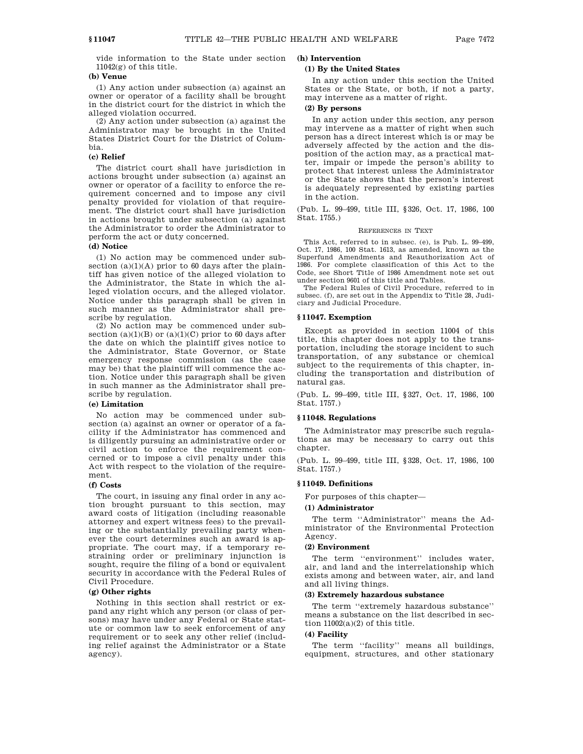vide information to the State under section 11042(g) of this title.

**(b) Venue**

(1) Any action under subsection (a) against an owner or operator of a facility shall be brought in the district court for the district in which the alleged violation occurred.

(2) Any action under subsection (a) against the Administrator may be brought in the United States District Court for the District of Columbia.

**(c) Relief**

The district court shall have jurisdiction in actions brought under subsection (a) against an owner or operator of a facility to enforce the requirement concerned and to impose any civil penalty provided for violation of that requirement. The district court shall have jurisdiction in actions brought under subsection (a) against the Administrator to order the Administrator to perform the act or duty concerned.

**(d) Notice**

(1) No action may be commenced under subsection (a)(1)(A) prior to 60 days after the plaintiff has given notice of the alleged violation to the Administrator, the State in which the alleged violation occurs, and the alleged violator. Notice under this paragraph shall be given in such manner as the Administrator shall prescribe by regulation.

(2) No action may be commenced under subsection (a)(1)(B) or (a)(1)(C) prior to 60 days after the date on which the plaintiff gives notice to the Administrator, State Governor, or State emergency response commission (as the case may be) that the plaintiff will commence the action. Notice under this paragraph shall be given in such manner as the Administrator shall prescribe by regulation.

**(e) Limitation**

No action may be commenced under subsection (a) against an owner or operator of a facility if the Administrator has commenced and is diligently pursuing an administrative order or civil action to enforce the requirement concerned or to impose a civil penalty under this Act with respect to the violation of the requirement.

**(f) Costs**

The court, in issuing any final order in any action brought pursuant to this section, may award costs of litigation (including reasonable attorney and expert witness fees) to the prevailing or the substantially prevailing party whenever the court determines such an award is appropriate. The court may, if a temporary restraining order or preliminary injunction is sought, require the filing of a bond or equivalent security in accordance with the Federal Rules of Civil Procedure.

**(g) Other rights**

Nothing in this section shall restrict or expand any right which any person (or class of persons) may have under any Federal or State statute or common law to seek enforcement of any requirement or to seek any other relief (including relief against the Administrator or a State agency).

**(h) Intervention**

**(1) By the United States**

In any action under this section the United States or the State, or both, if not a party, may intervene as a matter of right.

**(2) By persons**

In any action under this section, any person may intervene as a matter of right when such person has a direct interest which is or may be adversely affected by the action and the disposition of the action may, as a practical matter, impair or impede the person's ability to protect that interest unless the Administrator or the State shows that the person's interest is adequately represented by existing parties in the action.

(Pub. L. 99–499, title III, §326, Oct. 17, 1986, 100 Stat. 1755.)

REFERENCES IN TEXT

This Act, referred to in subsec. (e), is Pub. L. 99–499, Oct. 17, 1986, 100 Stat. 1613, as amended, known as the Superfund Amendments and Reauthorization Act of 1986. For complete classification of this Act to the Code, see Short Title of 1986 Amendment note set out under section 9601 of this title and Tables.

The Federal Rules of Civil Procedure, referred to in subsec. (f), are set out in the Appendix to Title 28, Judiciary and Judicial Procedure.

## §11047. Exemption

Except as provided in section 11004 of this title, this chapter does not apply to the transportation, including the storage incident to such transportation, of any substance or chemical subject to the requirements of this chapter, including the transportation and distribution of natural gas.

(Pub. L. 99–499, title III, §327, Oct. 17, 1986, 100 Stat. 1757.)

## §11048. Regulations

The Administrator may prescribe such regulations as may be necessary to carry out this chapter.

(Pub. L. 99–499, title III, §328, Oct. 17, 1986, 100 Stat. 1757.)

## §11049. Definitions

For purposes of this chapter—

**(1) Administrator**

The term ''Administrator'' means the Administrator of the Environmental Protection Agency.

**(2) Environment**

The term ''environment'' includes water, air, and land and the interrelationship which exists among and between water, air, and land and all living things.

**(3) Extremely hazardous substance**

The term ''extremely hazardous substance'' means a substance on the list described in section 11002(a)(2) of this title.

**(4) Facility**

The term ''facility'' means all buildings, equipment, structures, and other stationary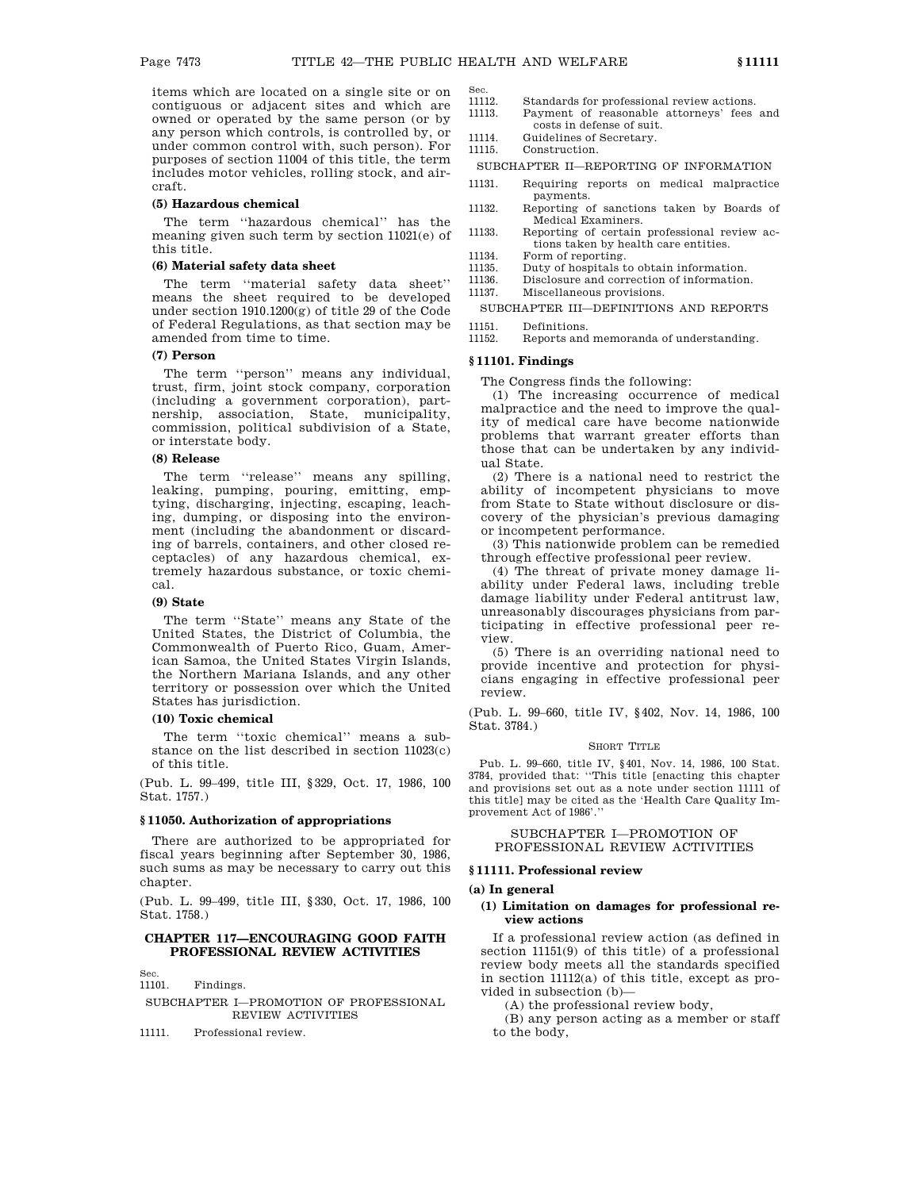items which are located on a single site or on contiguous or adjacent sites and which are owned or operated by the same person (or by any person which controls, is controlled by, or under common control with, such person). For purposes of section 11004 of this title, the term includes motor vehicles, rolling stock, and aircraft.

#### (5) Hazardous chemical

The term ''hazardous chemical'' has the meaning given such term by section 11021(e) of this title.

#### (6) Material safety data sheet

The term ''material safety data sheet'' means the sheet required to be developed under section 1910.1200(g) of title 29 of the Code of Federal Regulations, as that section may be amended from time to time.

#### (7) Person

The term ''person'' means any individual, trust, firm, joint stock company, corporation (including a government corporation), partnership, association, State, municipality, commission, political subdivision of a State, or interstate body.

#### (8) Release

The term ''release'' means any spilling, leaking, pumping, pouring, emitting, emptying, discharging, injecting, escaping, leaching, dumping, or disposing into the environment (including the abandonment or discarding of barrels, containers, and other closed receptacles) of any hazardous chemical, extremely hazardous substance, or toxic chemical.

#### (9) State

The term ''State'' means any State of the United States, the District of Columbia, the Commonwealth of Puerto Rico, Guam, American Samoa, the United States Virgin Islands, the Northern Mariana Islands, and any other territory or possession over which the United States has jurisdiction.

#### (10) Toxic chemical

The term ''toxic chemical'' means a substance on the list described in section 11023(c) of this title.

(Pub. L. 99–499, title III, §329, Oct. 17, 1986, 100 Stat. 1757.)

### §11050. Authorization of appropriations

There are authorized to be appropriated for fiscal years beginning after September 30, 1986, such sums as may be necessary to carry out this chapter.

(Pub. L. 99–499, title III, §330, Oct. 17, 1986, 100 Stat. 1758.)

## CHAPTER 117—ENCOURAGING GOOD FAITH PROFESSIONAL REVIEW ACTIVITIES

Sec.
11101. Findings.

SUBCHAPTER I—PROMOTION OF PROFESSIONAL REVIEW ACTIVITIES

11111. Professional review.
11112. Standards for professional review actions.
11113. Payment of reasonable attorneys' fees and costs in defense of suit.
11114. Guidelines of Secretary.
11115. Construction.

SUBCHAPTER II—REPORTING OF INFORMATION

11131. Requiring reports on medical malpractice payments.
11132. Reporting of sanctions taken by Boards of Medical Examiners.
11133. Reporting of certain professional review actions taken by health care entities.
11134. Form of reporting.
11135. Duty of hospitals to obtain information.
11136. Disclosure and correction of information.
11137. Miscellaneous provisions.

SUBCHAPTER III—DEFINITIONS AND REPORTS

11151. Definitions.
11152. Reports and memoranda of understanding.

### §11101. Findings

The Congress finds the following:

(1) The increasing occurrence of medical malpractice and the need to improve the quality of medical care have become nationwide problems that warrant greater efforts than those that can be undertaken by any individual State.

(2) There is a national need to restrict the ability of incompetent physicians to move from State to State without disclosure or discovery of the physician's previous damaging or incompetent performance.

(3) This nationwide problem can be remedied through effective professional peer review.

(4) The threat of private money damage liability under Federal laws, including treble damage liability under Federal antitrust law, unreasonably discourages physicians from participating in effective professional peer review.

(5) There is an overriding national need to provide incentive and protection for physicians engaging in effective professional peer review.

(Pub. L. 99–660, title IV, §402, Nov. 14, 1986, 100 Stat. 3784.)

SHORT TITLE

Pub. L. 99–660, title IV, §401, Nov. 14, 1986, 100 Stat. 3784, provided that: ''This title [enacting this chapter and provisions set out as a note under section 11111 of this title] may be cited as the 'Health Care Quality Improvement Act of 1986'.''

## SUBCHAPTER I—PROMOTION OF PROFESSIONAL REVIEW ACTIVITIES

### §11111. Professional review

#### (a) In general

##### (1) Limitation on damages for professional review actions

If a professional review action (as defined in section 11151(9) of this title) of a professional review body meets all the standards specified in section 11112(a) of this title, except as provided in subsection (b)—

(A) the professional review body,

(B) any person acting as a member or staff to the body,